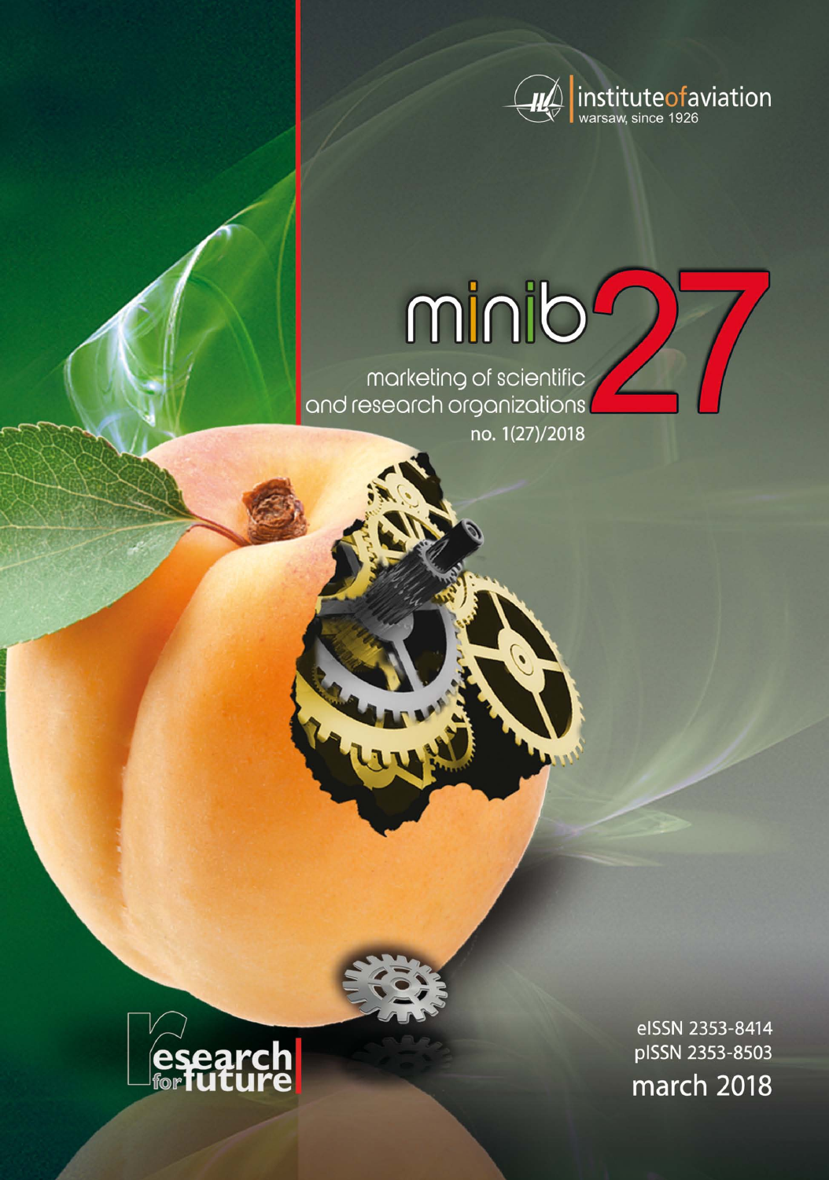instituteofaviation
warsaw, since 1926

# minib 27

marketing of scientific and research organizations

no. 1(27)/2018

research for future

eISSN 2353-8414
pISSN 2353-8503

march 2018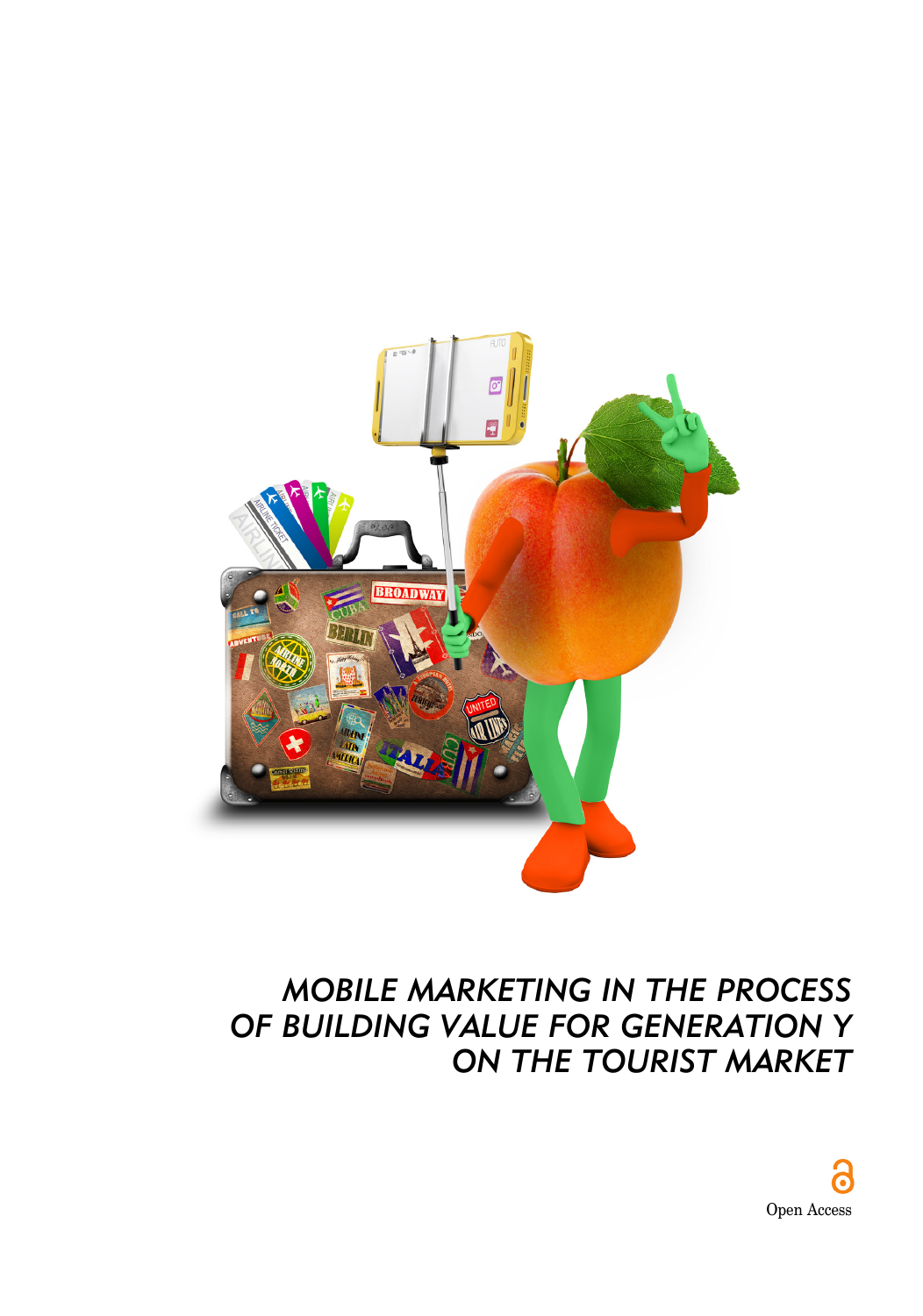# MOBILE MARKETING IN THE PROCESS OF BUILDING VALUE FOR GENERATION Y ON THE TOURIST MARKET

Open Access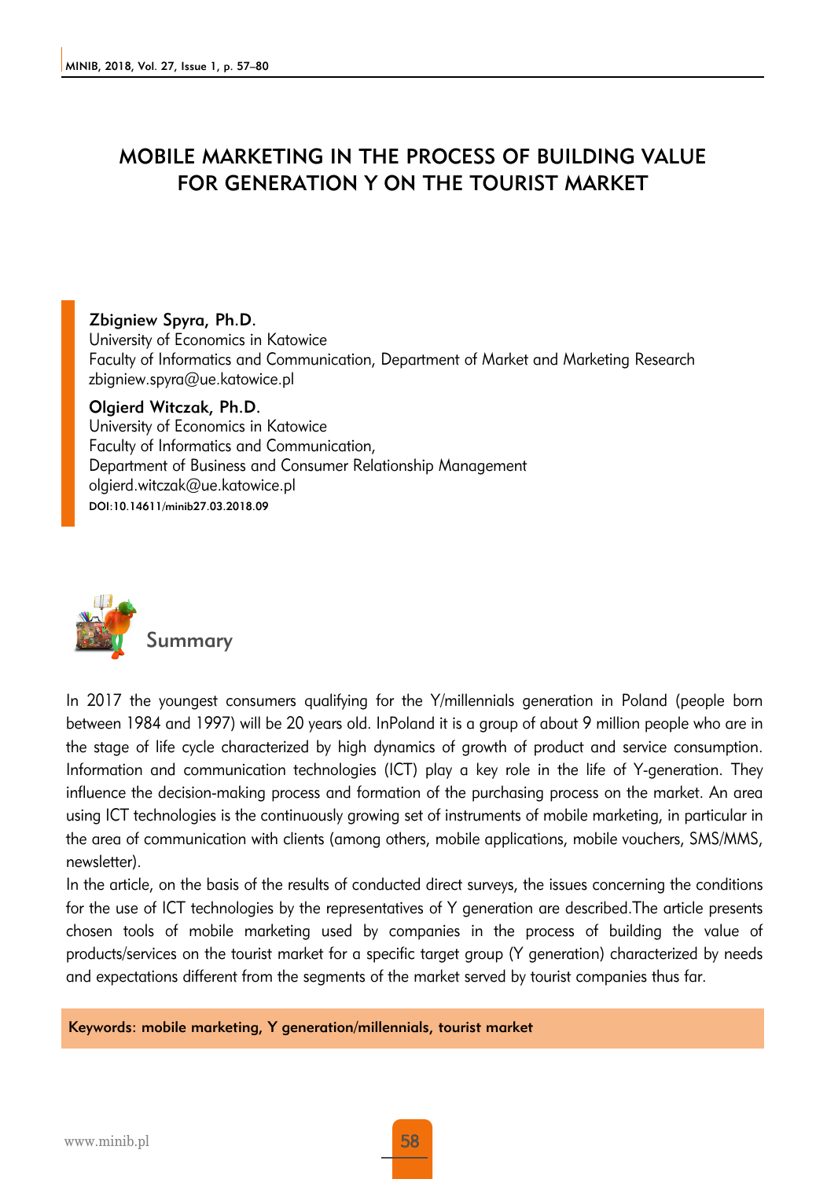# MOBILE MARKETING IN THE PROCESS OF BUILDING VALUE FOR GENERATION Y ON THE TOURIST MARKET

**Zbigniew Spyra, Ph.D.**
University of Economics in Katowice
Faculty of Informatics and Communication, Department of Market and Marketing Research
zbigniew.spyra@ue.katowice.pl

**Olgierd Witczak, Ph.D.**
University of Economics in Katowice
Faculty of Informatics and Communication,
Department of Business and Consumer Relationship Management
olgierd.witczak@ue.katowice.pl
DOI:10.14611/minib27.03.2018.09

## Summary

In 2017 the youngest consumers qualifying for the Y/millennials generation in Poland (people born between 1984 and 1997) will be 20 years old. InPoland it is a group of about 9 million people who are in the stage of life cycle characterized by high dynamics of growth of product and service consumption. Information and communication technologies (ICT) play a key role in the life of Y-generation. They influence the decision-making process and formation of the purchasing process on the market. An area using ICT technologies is the continuously growing set of instruments of mobile marketing, in particular in the area of communication with clients (among others, mobile applications, mobile vouchers, SMS/MMS, newsletter).

In the article, on the basis of the results of conducted direct surveys, the issues concerning the conditions for the use of ICT technologies by the representatives of Y generation are described.The article presents chosen tools of mobile marketing used by companies in the process of building the value of products/services on the tourist market for a specific target group (Y generation) characterized by needs and expectations different from the segments of the market served by tourist companies thus far.

**Keywords: mobile marketing, Y generation/millennials, tourist market**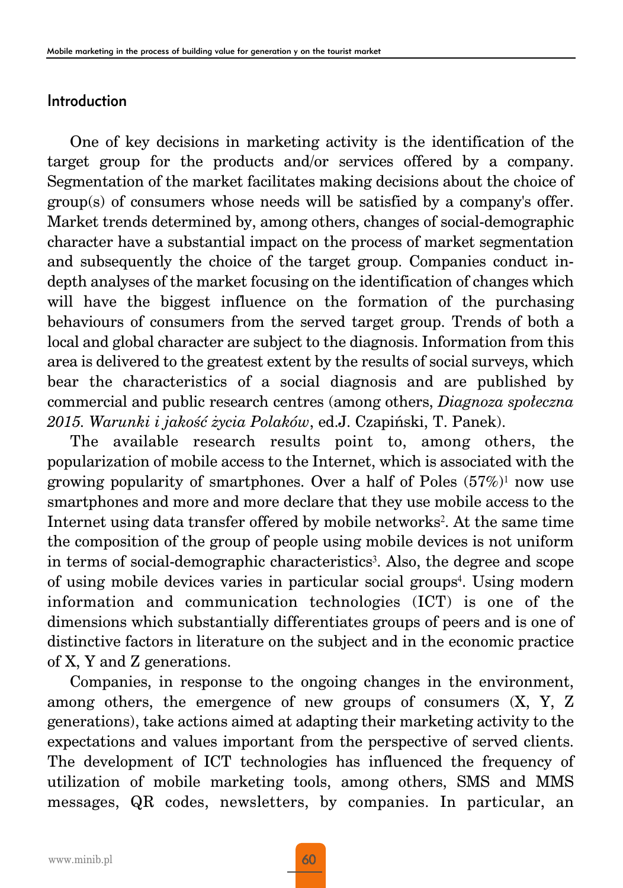## Introduction

One of key decisions in marketing activity is the identification of the target group for the products and/or services offered by a company. Segmentation of the market facilitates making decisions about the choice of group(s) of consumers whose needs will be satisfied by a company's offer. Market trends determined by, among others, changes of social-demographic character have a substantial impact on the process of market segmentation and subsequently the choice of the target group. Companies conduct in-depth analyses of the market focusing on the identification of changes which will have the biggest influence on the formation of the purchasing behaviours of consumers from the served target group. Trends of both a local and global character are subject to the diagnosis. Information from this area is delivered to the greatest extent by the results of social surveys, which bear the characteristics of a social diagnosis and are published by commercial and public research centres (among others, *Diagnoza społeczna 2015. Warunki i jakość życia Polaków*, ed.J. Czapiński, T. Panek).

The available research results point to, among others, the popularization of mobile access to the Internet, which is associated with the growing popularity of smartphones. Over a half of Poles (57%)[1] now use smartphones and more and more declare that they use mobile access to the Internet using data transfer offered by mobile networks[2]. At the same time the composition of the group of people using mobile devices is not uniform in terms of social-demographic characteristics[3]. Also, the degree and scope of using mobile devices varies in particular social groups[4]. Using modern information and communication technologies (ICT) is one of the dimensions which substantially differentiates groups of peers and is one of distinctive factors in literature on the subject and in the economic practice of X, Y and Z generations.

Companies, in response to the ongoing changes in the environment, among others, the emergence of new groups of consumers (X, Y, Z generations), take actions aimed at adapting their marketing activity to the expectations and values important from the perspective of served clients. The development of ICT technologies has influenced the frequency of utilization of mobile marketing tools, among others, SMS and MMS messages, QR codes, newsletters, by companies. In particular, an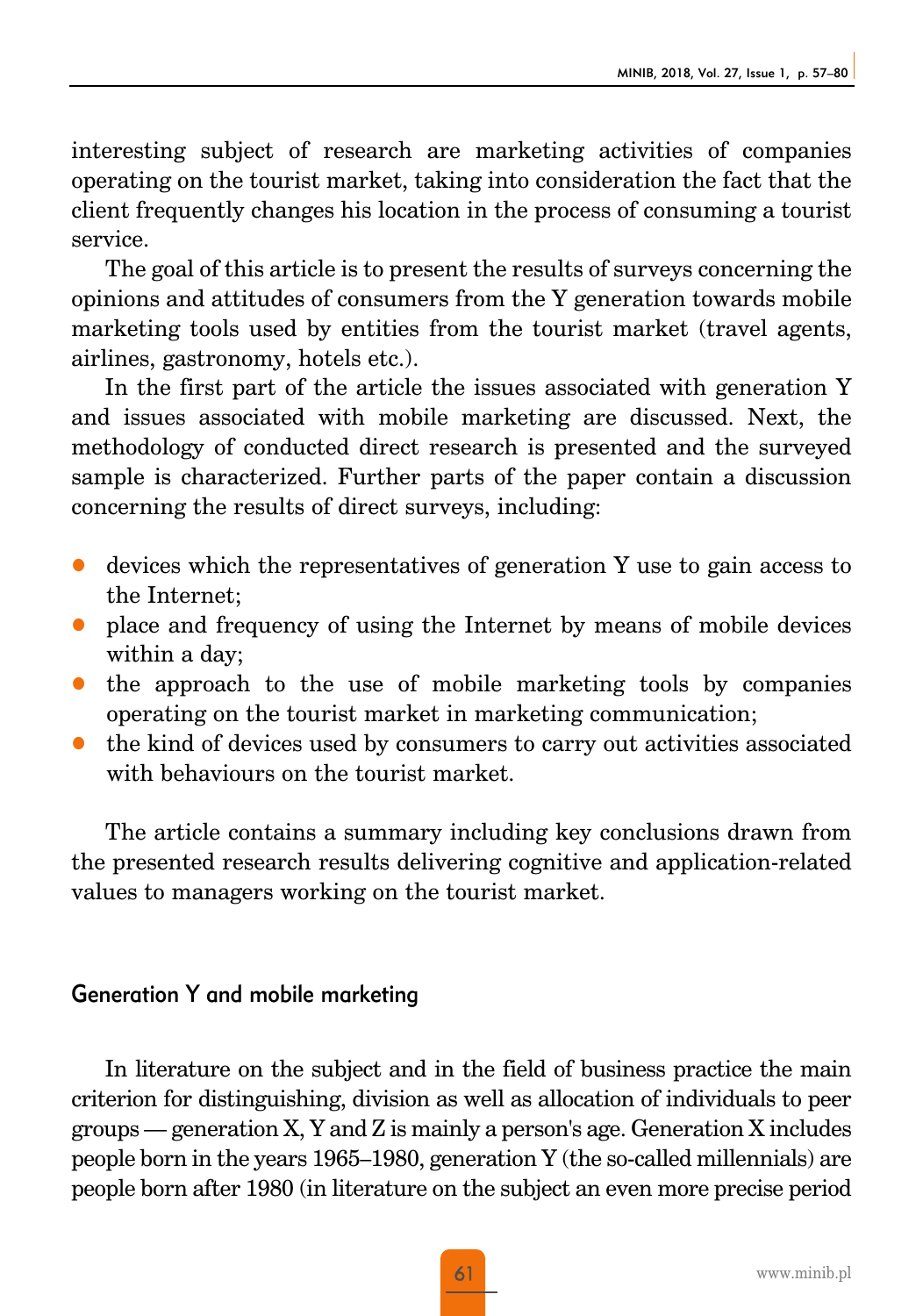interesting subject of research are marketing activities of companies operating on the tourist market, taking into consideration the fact that the client frequently changes his location in the process of consuming a tourist service.

The goal of this article is to present the results of surveys concerning the opinions and attitudes of consumers from the Y generation towards mobile marketing tools used by entities from the tourist market (travel agents, airlines, gastronomy, hotels etc.).

In the first part of the article the issues associated with generation Y and issues associated with mobile marketing are discussed. Next, the methodology of conducted direct research is presented and the surveyed sample is characterized. Further parts of the paper contain a discussion concerning the results of direct surveys, including:

- devices which the representatives of generation Y use to gain access to the Internet;
- place and frequency of using the Internet by means of mobile devices within a day;
- the approach to the use of mobile marketing tools by companies operating on the tourist market in marketing communication;
- the kind of devices used by consumers to carry out activities associated with behaviours on the tourist market.

The article contains a summary including key conclusions drawn from the presented research results delivering cognitive and application-related values to managers working on the tourist market.

## Generation Y and mobile marketing

In literature on the subject and in the field of business practice the main criterion for distinguishing, division as well as allocation of individuals to peer groups — generation X, Y and Z is mainly a person's age. Generation X includes people born in the years 1965–1980, generation Y (the so-called millennials) are people born after 1980 (in literature on the subject an even more precise period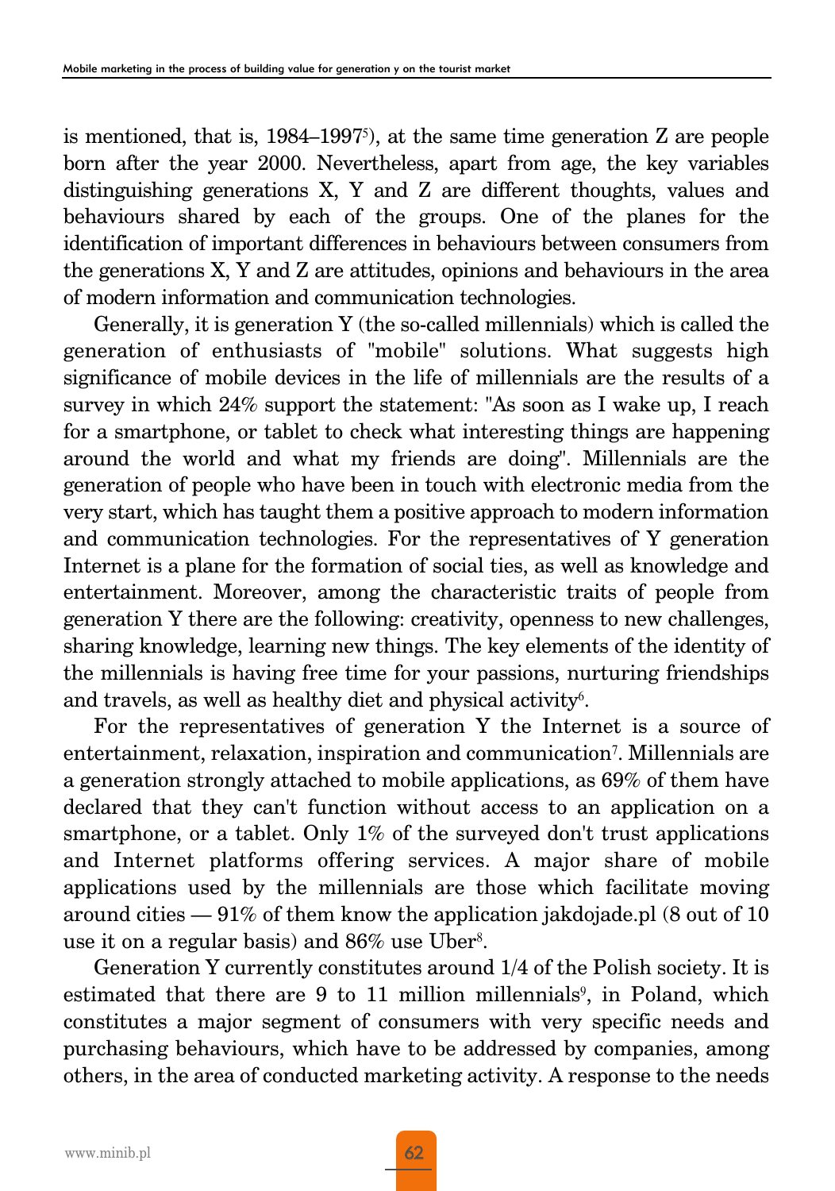is mentioned, that is, 1984–1997[5]), at the same time generation Z are people born after the year 2000. Nevertheless, apart from age, the key variables distinguishing generations X, Y and Z are different thoughts, values and behaviours shared by each of the groups. One of the planes for the identification of important differences in behaviours between consumers from the generations X, Y and Z are attitudes, opinions and behaviours in the area of modern information and communication technologies.

Generally, it is generation Y (the so-called millennials) which is called the generation of enthusiasts of "mobile" solutions. What suggests high significance of mobile devices in the life of millennials are the results of a survey in which 24% support the statement: "As soon as I wake up, I reach for a smartphone, or tablet to check what interesting things are happening around the world and what my friends are doing". Millennials are the generation of people who have been in touch with electronic media from the very start, which has taught them a positive approach to modern information and communication technologies. For the representatives of Y generation Internet is a plane for the formation of social ties, as well as knowledge and entertainment. Moreover, among the characteristic traits of people from generation Y there are the following: creativity, openness to new challenges, sharing knowledge, learning new things. The key elements of the identity of the millennials is having free time for your passions, nurturing friendships and travels, as well as healthy diet and physical activity[6].

For the representatives of generation Y the Internet is a source of entertainment, relaxation, inspiration and communication[7]. Millennials are a generation strongly attached to mobile applications, as 69% of them have declared that they can't function without access to an application on a smartphone, or a tablet. Only 1% of the surveyed don't trust applications and Internet platforms offering services. A major share of mobile applications used by the millennials are those which facilitate moving around cities — 91% of them know the application jakdojade.pl (8 out of 10 use it on a regular basis) and 86% use Uber[8].

Generation Y currently constitutes around 1/4 of the Polish society. It is estimated that there are 9 to 11 million millennials[9], in Poland, which constitutes a major segment of consumers with very specific needs and purchasing behaviours, which have to be addressed by companies, among others, in the area of conducted marketing activity. A response to the needs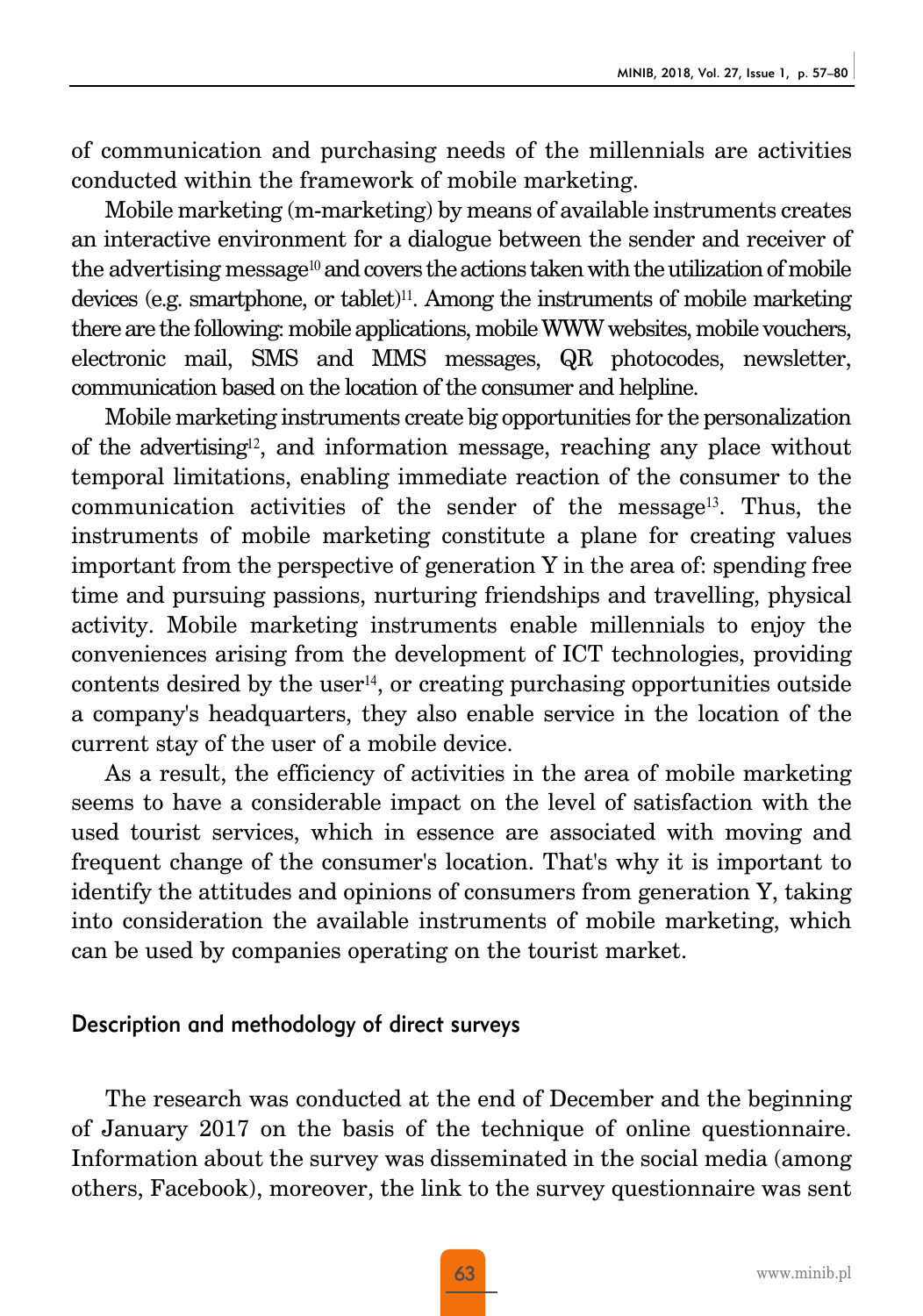of communication and purchasing needs of the millennials are activities conducted within the framework of mobile marketing.

Mobile marketing (m-marketing) by means of available instruments creates an interactive environment for a dialogue between the sender and receiver of the advertising message[10] and covers the actions taken with the utilization of mobile devices (e.g. smartphone, or tablet)[11]. Among the instruments of mobile marketing there are the following: mobile applications, mobile WWW websites, mobile vouchers, electronic mail, SMS and MMS messages, QR photocodes, newsletter, communication based on the location of the consumer and helpline.

Mobile marketing instruments create big opportunities for the personalization of the advertising[12], and information message, reaching any place without temporal limitations, enabling immediate reaction of the consumer to the communication activities of the sender of the message[13]. Thus, the instruments of mobile marketing constitute a plane for creating values important from the perspective of generation Y in the area of: spending free time and pursuing passions, nurturing friendships and travelling, physical activity. Mobile marketing instruments enable millennials to enjoy the conveniences arising from the development of ICT technologies, providing contents desired by the user[14], or creating purchasing opportunities outside a company's headquarters, they also enable service in the location of the current stay of the user of a mobile device.

As a result, the efficiency of activities in the area of mobile marketing seems to have a considerable impact on the level of satisfaction with the used tourist services, which in essence are associated with moving and frequent change of the consumer's location. That's why it is important to identify the attitudes and opinions of consumers from generation Y, taking into consideration the available instruments of mobile marketing, which can be used by companies operating on the tourist market.

## Description and methodology of direct surveys

The research was conducted at the end of December and the beginning of January 2017 on the basis of the technique of online questionnaire. Information about the survey was disseminated in the social media (among others, Facebook), moreover, the link to the survey questionnaire was sent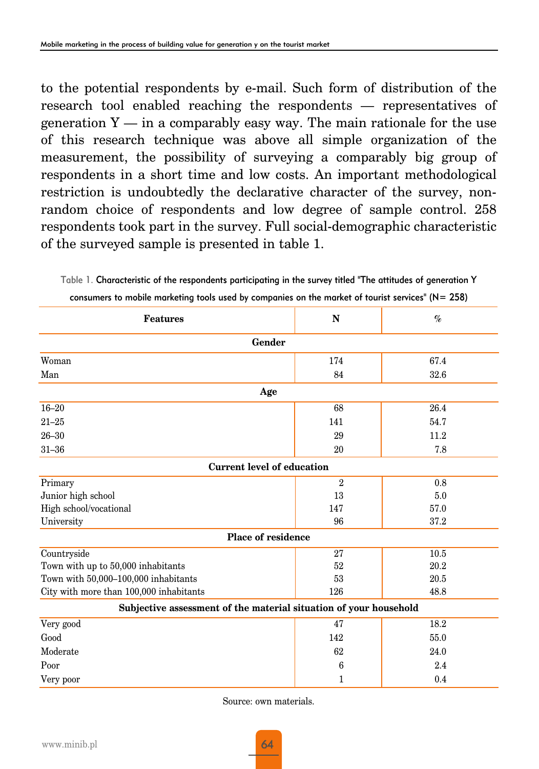to the potential respondents by e-mail. Such form of distribution of the research tool enabled reaching the respondents — representatives of generation Y — in a comparably easy way. The main rationale for the use of this research technique was above all simple organization of the measurement, the possibility of surveying a comparably big group of respondents in a short time and low costs. An important methodological restriction is undoubtedly the declarative character of the survey, non-random choice of respondents and low degree of sample control. 258 respondents took part in the survey. Full social-demographic characteristic of the surveyed sample is presented in table 1.

Table 1. Characteristic of the respondents participating in the survey titled "The attitudes of generation Y consumers to mobile marketing tools used by companies on the market of tourist services" (N= 258)

| Features | N | % |
|---|---|---|
| **Gender** | | |
| Woman | 174 | 67.4 |
| Man | 84 | 32.6 |
| **Age** | | |
| 16–20 | 68 | 26.4 |
| 21–25 | 141 | 54.7 |
| 26–30 | 29 | 11.2 |
| 31–36 | 20 | 7.8 |
| **Current level of education** | | |
| Primary | 2 | 0.8 |
| Junior high school | 13 | 5.0 |
| High school/vocational | 147 | 57.0 |
| University | 96 | 37.2 |
| **Place of residence** | | |
| Countryside | 27 | 10.5 |
| Town with up to 50,000 inhabitants | 52 | 20.2 |
| Town with 50,000–100,000 inhabitants | 53 | 20.5 |
| City with more than 100,000 inhabitants | 126 | 48.8 |
| **Subjective assessment of the material situation of your household** | | |
| Very good | 47 | 18.2 |
| Good | 142 | 55.0 |
| Moderate | 62 | 24.0 |
| Poor | 6 | 2.4 |
| Very poor | 1 | 0.4 |

Source: own materials.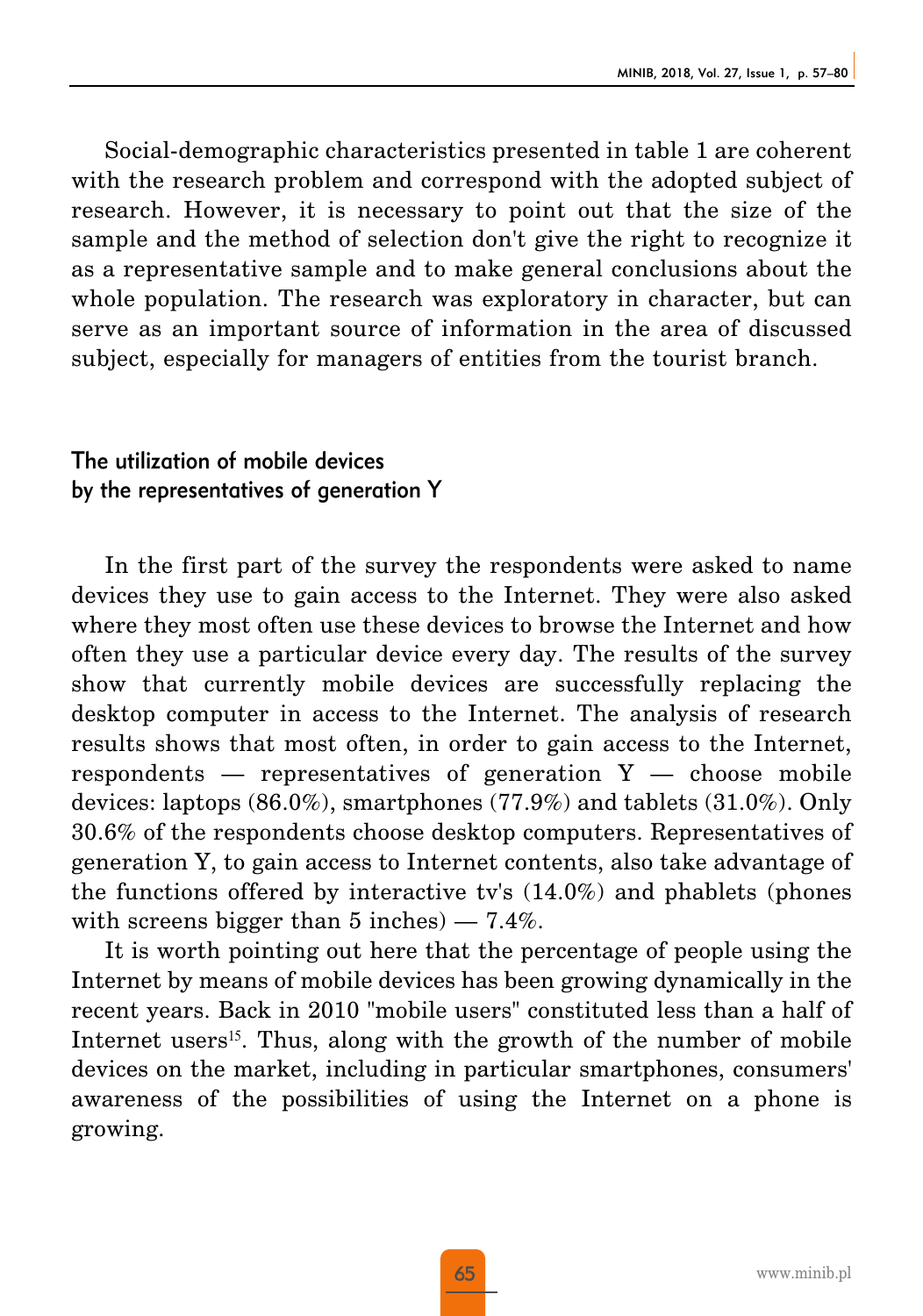Social-demographic characteristics presented in table 1 are coherent with the research problem and correspond with the adopted subject of research. However, it is necessary to point out that the size of the sample and the method of selection don't give the right to recognize it as a representative sample and to make general conclusions about the whole population. The research was exploratory in character, but can serve as an important source of information in the area of discussed subject, especially for managers of entities from the tourist branch.

## The utilization of mobile devices by the representatives of generation Y

In the first part of the survey the respondents were asked to name devices they use to gain access to the Internet. They were also asked where they most often use these devices to browse the Internet and how often they use a particular device every day. The results of the survey show that currently mobile devices are successfully replacing the desktop computer in access to the Internet. The analysis of research results shows that most often, in order to gain access to the Internet, respondents — representatives of generation Y — choose mobile devices: laptops (86.0%), smartphones (77.9%) and tablets (31.0%). Only 30.6% of the respondents choose desktop computers. Representatives of generation Y, to gain access to Internet contents, also take advantage of the functions offered by interactive tv's (14.0%) and phablets (phones with screens bigger than 5 inches) — 7.4%.

It is worth pointing out here that the percentage of people using the Internet by means of mobile devices has been growing dynamically in the recent years. Back in 2010 "mobile users" constituted less than a half of Internet users[15]. Thus, along with the growth of the number of mobile devices on the market, including in particular smartphones, consumers' awareness of the possibilities of using the Internet on a phone is growing.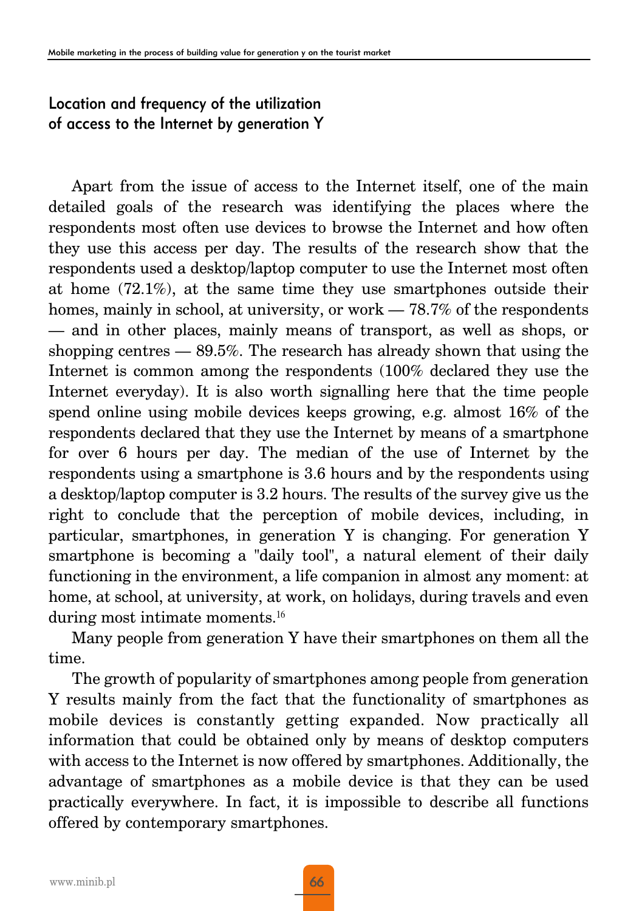## Location and frequency of the utilization of access to the Internet by generation Y

Apart from the issue of access to the Internet itself, one of the main detailed goals of the research was identifying the places where the respondents most often use devices to browse the Internet and how often they use this access per day. The results of the research show that the respondents used a desktop/laptop computer to use the Internet most often at home (72.1%), at the same time they use smartphones outside their homes, mainly in school, at university, or work — 78.7% of the respondents — and in other places, mainly means of transport, as well as shops, or shopping centres — 89.5%. The research has already shown that using the Internet is common among the respondents (100% declared they use the Internet everyday). It is also worth signalling here that the time people spend online using mobile devices keeps growing, e.g. almost 16% of the respondents declared that they use the Internet by means of a smartphone for over 6 hours per day. The median of the use of Internet by the respondents using a smartphone is 3.6 hours and by the respondents using a desktop/laptop computer is 3.2 hours. The results of the survey give us the right to conclude that the perception of mobile devices, including, in particular, smartphones, in generation Y is changing. For generation Y smartphone is becoming a "daily tool", a natural element of their daily functioning in the environment, a life companion in almost any moment: at home, at school, at university, at work, on holidays, during travels and even during most intimate moments.[16]

Many people from generation Y have their smartphones on them all the time.

The growth of popularity of smartphones among people from generation Y results mainly from the fact that the functionality of smartphones as mobile devices is constantly getting expanded. Now practically all information that could be obtained only by means of desktop computers with access to the Internet is now offered by smartphones. Additionally, the advantage of smartphones as a mobile device is that they can be used practically everywhere. In fact, it is impossible to describe all functions offered by contemporary smartphones.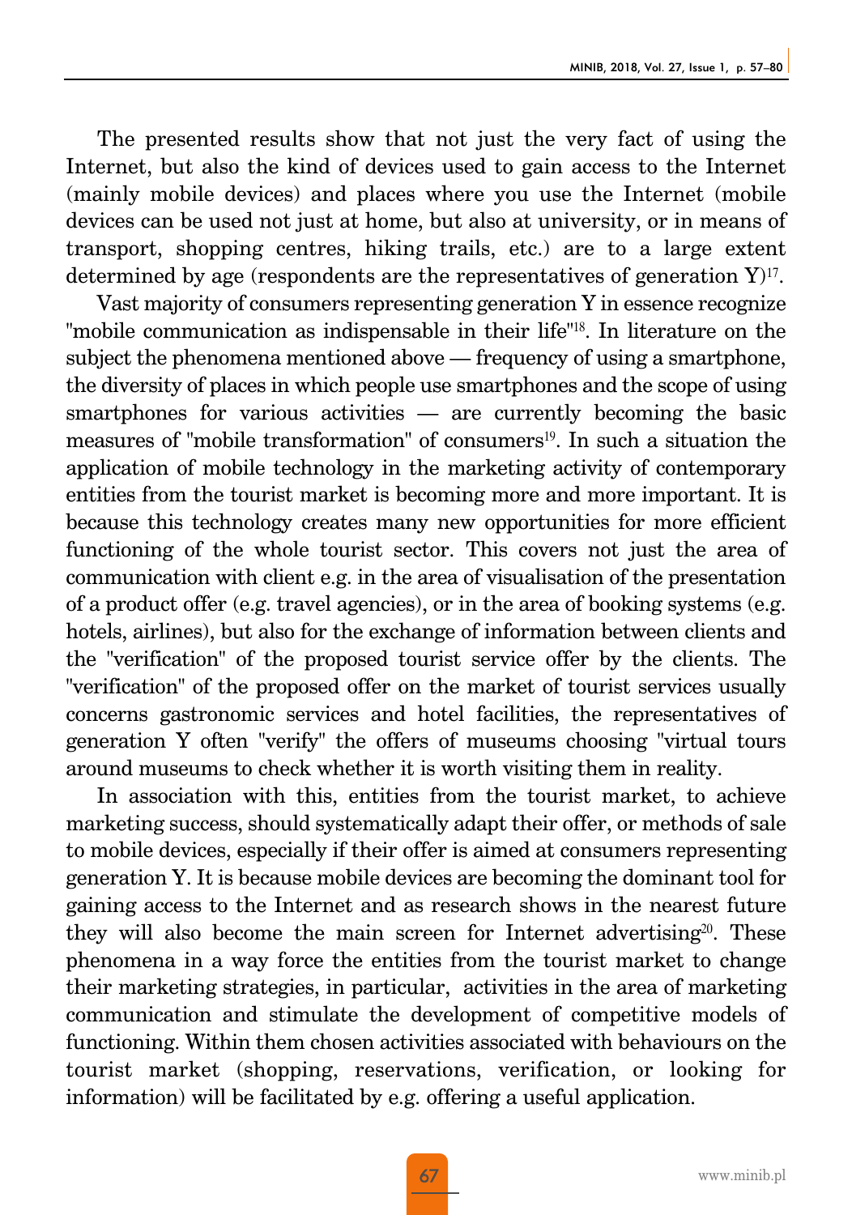The presented results show that not just the very fact of using the Internet, but also the kind of devices used to gain access to the Internet (mainly mobile devices) and places where you use the Internet (mobile devices can be used not just at home, but also at university, or in means of transport, shopping centres, hiking trails, etc.) are to a large extent determined by age (respondents are the representatives of generation Y)[17].

Vast majority of consumers representing generation Y in essence recognize "mobile communication as indispensable in their life"[18]. In literature on the subject the phenomena mentioned above — frequency of using a smartphone, the diversity of places in which people use smartphones and the scope of using smartphones for various activities — are currently becoming the basic measures of "mobile transformation" of consumers[19]. In such a situation the application of mobile technology in the marketing activity of contemporary entities from the tourist market is becoming more and more important. It is because this technology creates many new opportunities for more efficient functioning of the whole tourist sector. This covers not just the area of communication with client e.g. in the area of visualisation of the presentation of a product offer (e.g. travel agencies), or in the area of booking systems (e.g. hotels, airlines), but also for the exchange of information between clients and the "verification" of the proposed tourist service offer by the clients. The "verification" of the proposed offer on the market of tourist services usually concerns gastronomic services and hotel facilities, the representatives of generation Y often "verify" the offers of museums choosing "virtual tours around museums to check whether it is worth visiting them in reality.

In association with this, entities from the tourist market, to achieve marketing success, should systematically adapt their offer, or methods of sale to mobile devices, especially if their offer is aimed at consumers representing generation Y. It is because mobile devices are becoming the dominant tool for gaining access to the Internet and as research shows in the nearest future they will also become the main screen for Internet advertising[20]. These phenomena in a way force the entities from the tourist market to change their marketing strategies, in particular, activities in the area of marketing communication and stimulate the development of competitive models of functioning. Within them chosen activities associated with behaviours on the tourist market (shopping, reservations, verification, or looking for information) will be facilitated by e.g. offering a useful application.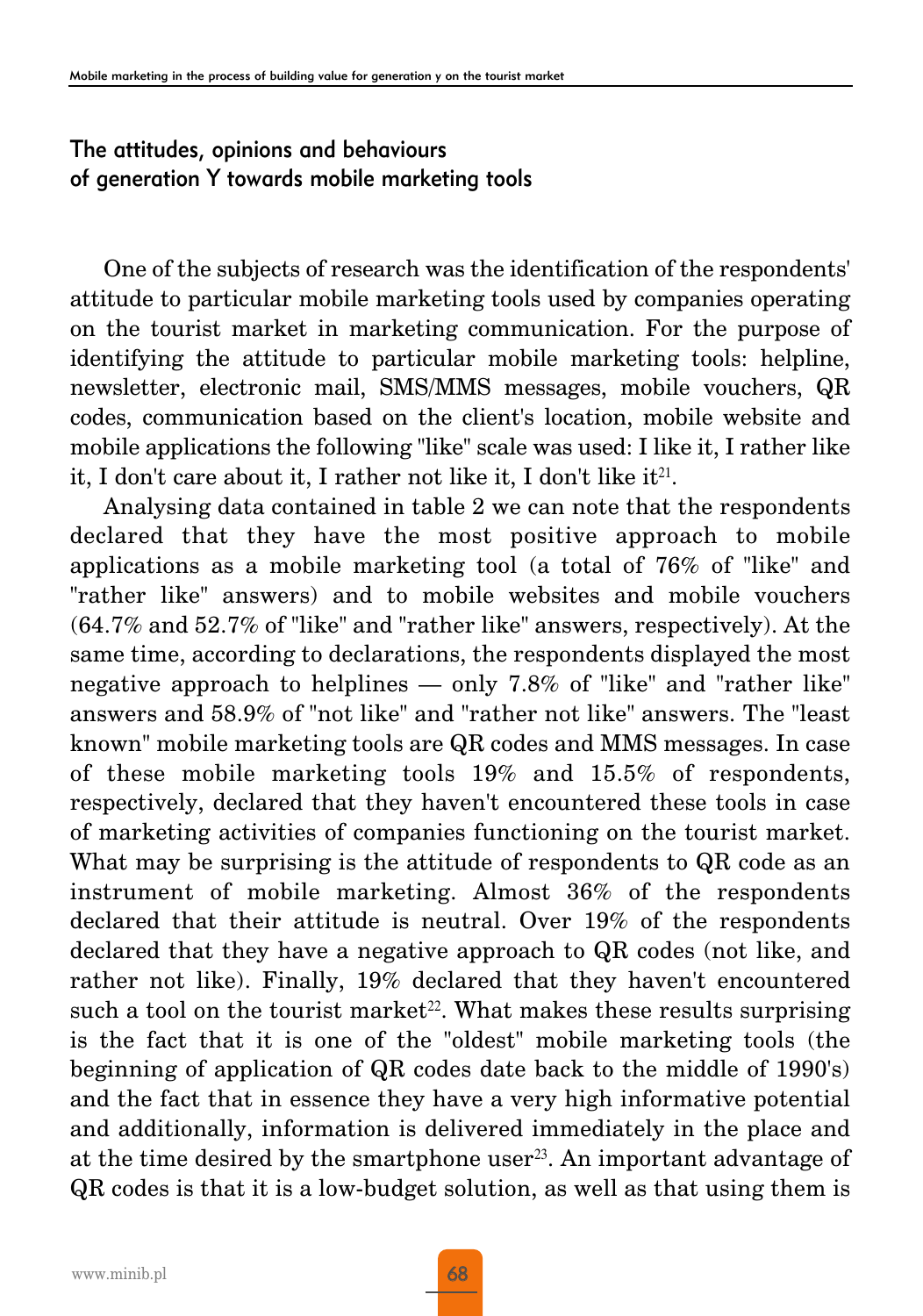## The attitudes, opinions and behaviours of generation Y towards mobile marketing tools

One of the subjects of research was the identification of the respondents' attitude to particular mobile marketing tools used by companies operating on the tourist market in marketing communication. For the purpose of identifying the attitude to particular mobile marketing tools: helpline, newsletter, electronic mail, SMS/MMS messages, mobile vouchers, QR codes, communication based on the client's location, mobile website and mobile applications the following "like" scale was used: I like it, I rather like it, I don't care about it, I rather not like it, I don't like it[21].

Analysing data contained in table 2 we can note that the respondents declared that they have the most positive approach to mobile applications as a mobile marketing tool (a total of 76% of "like" and "rather like" answers) and to mobile websites and mobile vouchers (64.7% and 52.7% of "like" and "rather like" answers, respectively). At the same time, according to declarations, the respondents displayed the most negative approach to helplines — only 7.8% of "like" and "rather like" answers and 58.9% of "not like" and "rather not like" answers. The "least known" mobile marketing tools are QR codes and MMS messages. In case of these mobile marketing tools 19% and 15.5% of respondents, respectively, declared that they haven't encountered these tools in case of marketing activities of companies functioning on the tourist market. What may be surprising is the attitude of respondents to QR code as an instrument of mobile marketing. Almost 36% of the respondents declared that their attitude is neutral. Over 19% of the respondents declared that they have a negative approach to QR codes (not like, and rather not like). Finally, 19% declared that they haven't encountered such a tool on the tourist market[22]. What makes these results surprising is the fact that it is one of the "oldest" mobile marketing tools (the beginning of application of QR codes date back to the middle of 1990's) and the fact that in essence they have a very high informative potential and additionally, information is delivered immediately in the place and at the time desired by the smartphone user[23]. An important advantage of QR codes is that it is a low-budget solution, as well as that using them is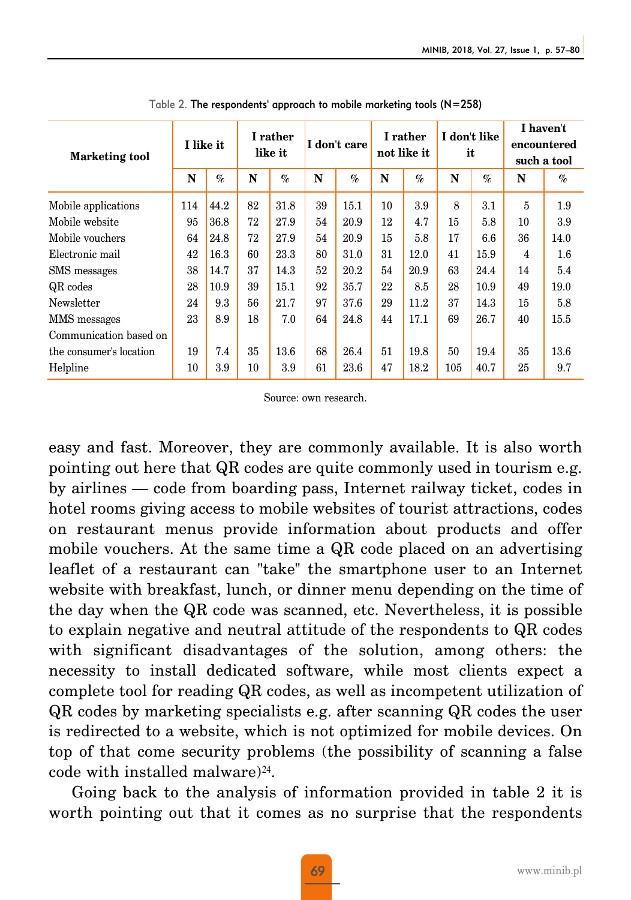Table 2. The respondents' approach to mobile marketing tools (N=258)

| Marketing tool | I like it | | I rather like it | | I don't care | | I rather not like it | | I don't like it | | I haven't encountered such a tool | |
|---|---|---|---|---|---|---|---|---|---|---|---|---|
| | N | % | N | % | N | % | N | % | N | % | N | % |
| Mobile applications | 114 | 44.2 | 82 | 31.8 | 39 | 15.1 | 10 | 3.9 | 8 | 3.1 | 5 | 1.9 |
| Mobile website | 95 | 36.8 | 72 | 27.9 | 54 | 20.9 | 12 | 4.7 | 15 | 5.8 | 10 | 3.9 |
| Mobile vouchers | 64 | 24.8 | 72 | 27.9 | 54 | 20.9 | 15 | 5.8 | 17 | 6.6 | 36 | 14.0 |
| Electronic mail | 42 | 16.3 | 60 | 23.3 | 80 | 31.0 | 31 | 12.0 | 41 | 15.9 | 4 | 1.6 |
| SMS messages | 38 | 14.7 | 37 | 14.3 | 52 | 20.2 | 54 | 20.9 | 63 | 24.4 | 14 | 5.4 |
| QR codes | 28 | 10.9 | 39 | 15.1 | 92 | 35.7 | 22 | 8.5 | 28 | 10.9 | 49 | 19.0 |
| Newsletter | 24 | 9.3 | 56 | 21.7 | 97 | 37.6 | 29 | 11.2 | 37 | 14.3 | 15 | 5.8 |
| MMS messages | 23 | 8.9 | 18 | 7.0 | 64 | 24.8 | 44 | 17.1 | 69 | 26.7 | 40 | 15.5 |
| Communication based on the consumer's location | 19 | 7.4 | 35 | 13.6 | 68 | 26.4 | 51 | 19.8 | 50 | 19.4 | 35 | 13.6 |
| Helpline | 10 | 3.9 | 10 | 3.9 | 61 | 23.6 | 47 | 18.2 | 105 | 40.7 | 25 | 9.7 |

Source: own research.

easy and fast. Moreover, they are commonly available. It is also worth pointing out here that QR codes are quite commonly used in tourism e.g. by airlines — code from boarding pass, Internet railway ticket, codes in hotel rooms giving access to mobile websites of tourist attractions, codes on restaurant menus provide information about products and offer mobile vouchers. At the same time a QR code placed on an advertising leaflet of a restaurant can "take" the smartphone user to an Internet website with breakfast, lunch, or dinner menu depending on the time of the day when the QR code was scanned, etc. Nevertheless, it is possible to explain negative and neutral attitude of the respondents to QR codes with significant disadvantages of the solution, among others: the necessity to install dedicated software, while most clients expect a complete tool for reading QR codes, as well as incompetent utilization of QR codes by marketing specialists e.g. after scanning QR codes the user is redirected to a website, which is not optimized for mobile devices. On top of that come security problems (the possibility of scanning a false code with installed malware)[24].

Going back to the analysis of information provided in table 2 it is worth pointing out that it comes as no surprise that the respondents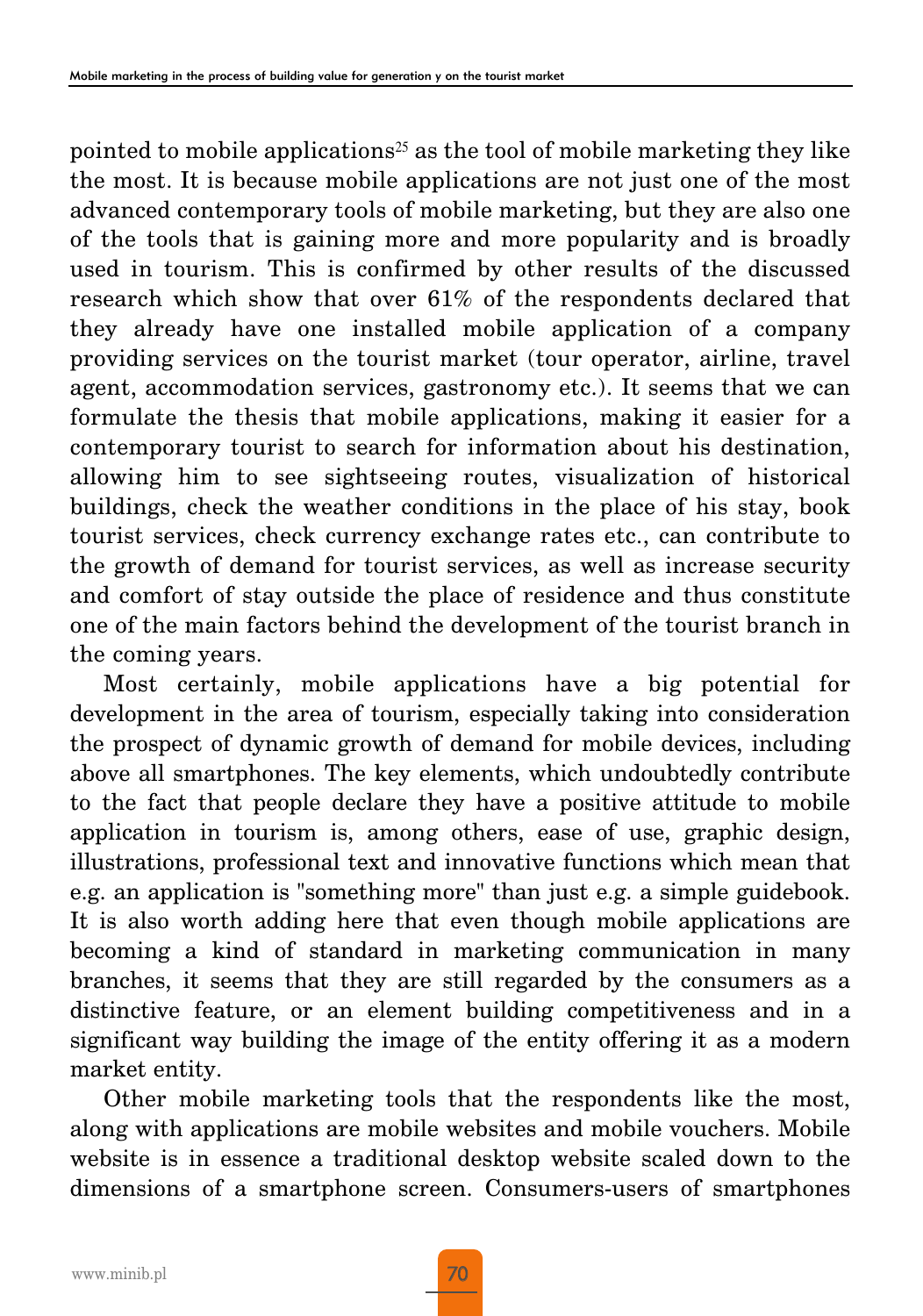pointed to mobile applications[25] as the tool of mobile marketing they like the most. It is because mobile applications are not just one of the most advanced contemporary tools of mobile marketing, but they are also one of the tools that is gaining more and more popularity and is broadly used in tourism. This is confirmed by other results of the discussed research which show that over 61% of the respondents declared that they already have one installed mobile application of a company providing services on the tourist market (tour operator, airline, travel agent, accommodation services, gastronomy etc.). It seems that we can formulate the thesis that mobile applications, making it easier for a contemporary tourist to search for information about his destination, allowing him to see sightseeing routes, visualization of historical buildings, check the weather conditions in the place of his stay, book tourist services, check currency exchange rates etc., can contribute to the growth of demand for tourist services, as well as increase security and comfort of stay outside the place of residence and thus constitute one of the main factors behind the development of the tourist branch in the coming years.

Most certainly, mobile applications have a big potential for development in the area of tourism, especially taking into consideration the prospect of dynamic growth of demand for mobile devices, including above all smartphones. The key elements, which undoubtedly contribute to the fact that people declare they have a positive attitude to mobile application in tourism is, among others, ease of use, graphic design, illustrations, professional text and innovative functions which mean that e.g. an application is "something more" than just e.g. a simple guidebook. It is also worth adding here that even though mobile applications are becoming a kind of standard in marketing communication in many branches, it seems that they are still regarded by the consumers as a distinctive feature, or an element building competitiveness and in a significant way building the image of the entity offering it as a modern market entity.

Other mobile marketing tools that the respondents like the most, along with applications are mobile websites and mobile vouchers. Mobile website is in essence a traditional desktop website scaled down to the dimensions of a smartphone screen. Consumers-users of smartphones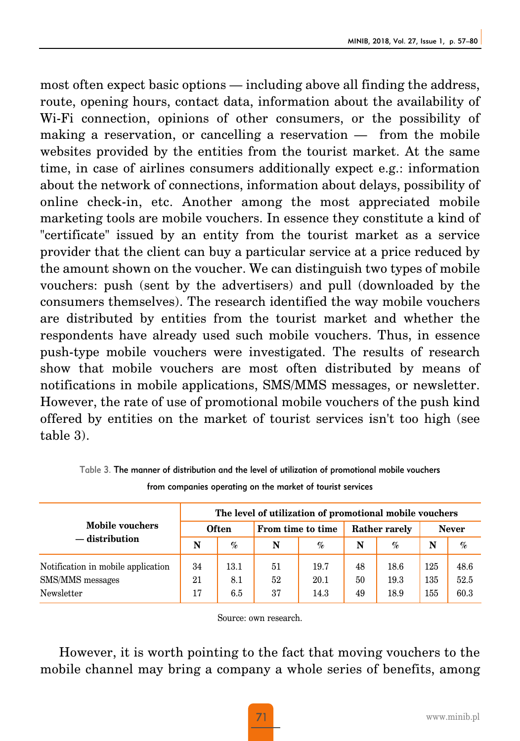most often expect basic options — including above all finding the address, route, opening hours, contact data, information about the availability of Wi-Fi connection, opinions of other consumers, or the possibility of making a reservation, or cancelling a reservation — from the mobile websites provided by the entities from the tourist market. At the same time, in case of airlines consumers additionally expect e.g.: information about the network of connections, information about delays, possibility of online check-in, etc. Another among the most appreciated mobile marketing tools are mobile vouchers. In essence they constitute a kind of "certificate" issued by an entity from the tourist market as a service provider that the client can buy a particular service at a price reduced by the amount shown on the voucher. We can distinguish two types of mobile vouchers: push (sent by the advertisers) and pull (downloaded by the consumers themselves). The research identified the way mobile vouchers are distributed by entities from the tourist market and whether the respondents have already used such mobile vouchers. Thus, in essence push-type mobile vouchers were investigated. The results of research show that mobile vouchers are most often distributed by means of notifications in mobile applications, SMS/MMS messages, or newsletter. However, the rate of use of promotional mobile vouchers of the push kind offered by entities on the market of tourist services isn't too high (see table 3).

Table 3. The manner of distribution and the level of utilization of promotional mobile vouchers from companies operating on the market of tourist services

| Mobile vouchers — distribution | The level of utilization of promotional mobile vouchers | | | | | | | |
|---|---|---|---|---|---|---|---|---|
| | Often | | From time to time | | Rather rarely | | Never | |
| | N | % | N | % | N | % | N | % |
| Notification in mobile application | 34 | 13.1 | 51 | 19.7 | 48 | 18.6 | 125 | 48.6 |
| SMS/MMS messages | 21 | 8.1 | 52 | 20.1 | 50 | 19.3 | 135 | 52.5 |
| Newsletter | 17 | 6.5 | 37 | 14.3 | 49 | 18.9 | 155 | 60.3 |

Source: own research.

However, it is worth pointing to the fact that moving vouchers to the mobile channel may bring a company a whole series of benefits, among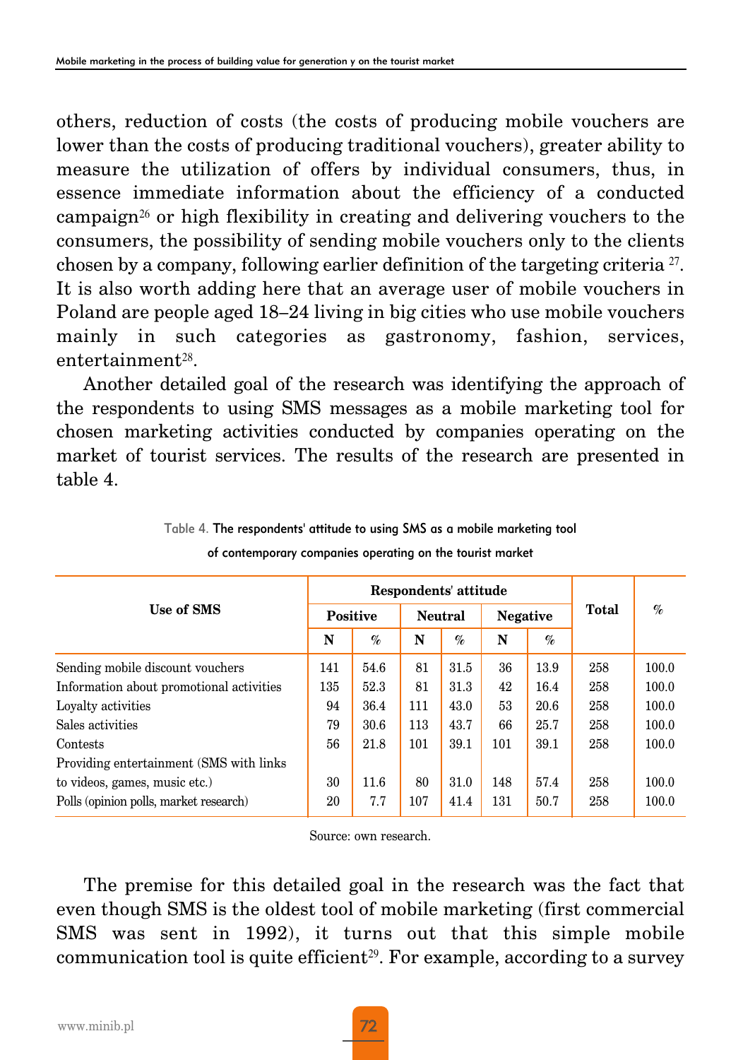others, reduction of costs (the costs of producing mobile vouchers are lower than the costs of producing traditional vouchers), greater ability to measure the utilization of offers by individual consumers, thus, in essence immediate information about the efficiency of a conducted campaign[26] or high flexibility in creating and delivering vouchers to the consumers, the possibility of sending mobile vouchers only to the clients chosen by a company, following earlier definition of the targeting criteria [27]. It is also worth adding here that an average user of mobile vouchers in Poland are people aged 18–24 living in big cities who use mobile vouchers mainly in such categories as gastronomy, fashion, services, entertainment[28].

Another detailed goal of the research was identifying the approach of the respondents to using SMS messages as a mobile marketing tool for chosen marketing activities conducted by companies operating on the market of tourist services. The results of the research are presented in table 4.

Table 4. The respondents' attitude to using SMS as a mobile marketing tool of contemporary companies operating on the tourist market

| Use of SMS | Respondents' attitude | | | | | | Total | % |
|---|---|---|---|---|---|---|---|---|
| | Positive | | Neutral | | Negative | | | |
| | N | % | N | % | N | % | | |
| Sending mobile discount vouchers | 141 | 54.6 | 81 | 31.5 | 36 | 13.9 | 258 | 100.0 |
| Information about promotional activities | 135 | 52.3 | 81 | 31.3 | 42 | 16.4 | 258 | 100.0 |
| Loyalty activities | 94 | 36.4 | 111 | 43.0 | 53 | 20.6 | 258 | 100.0 |
| Sales activities | 79 | 30.6 | 113 | 43.7 | 66 | 25.7 | 258 | 100.0 |
| Contests | 56 | 21.8 | 101 | 39.1 | 101 | 39.1 | 258 | 100.0 |
| Providing entertainment (SMS with links to videos, games, music etc.) | 30 | 11.6 | 80 | 31.0 | 148 | 57.4 | 258 | 100.0 |
| Polls (opinion polls, market research) | 20 | 7.7 | 107 | 41.4 | 131 | 50.7 | 258 | 100.0 |

Source: own research.

The premise for this detailed goal in the research was the fact that even though SMS is the oldest tool of mobile marketing (first commercial SMS was sent in 1992), it turns out that this simple mobile communication tool is quite efficient[29]. For example, according to a survey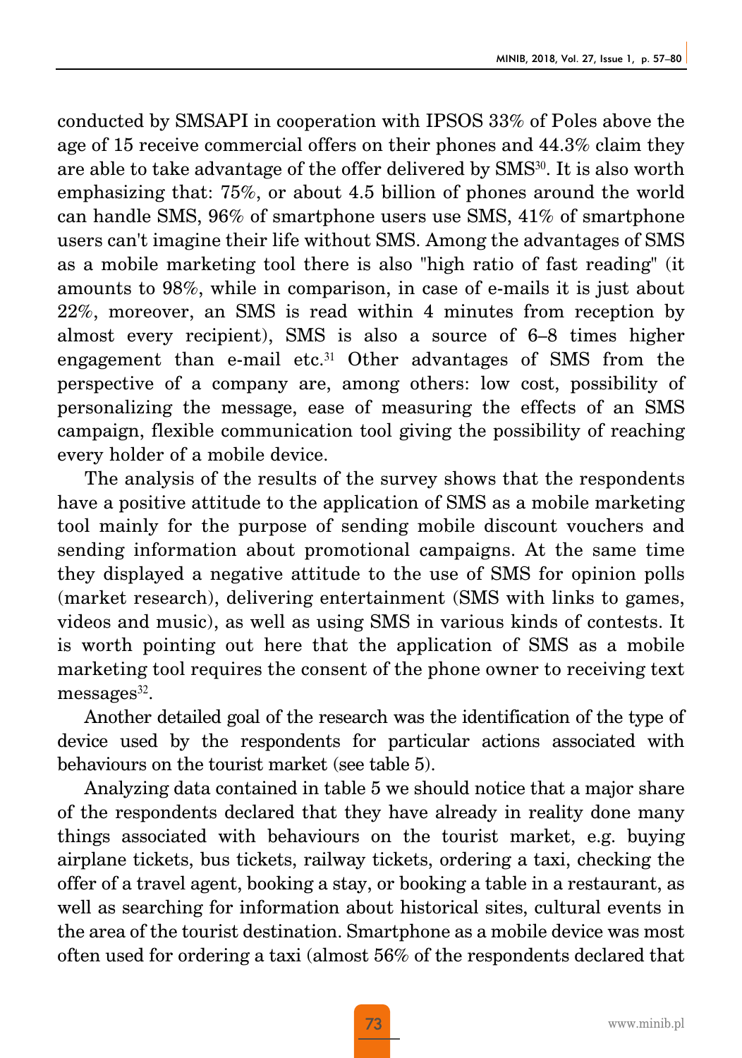conducted by SMSAPI in cooperation with IPSOS 33% of Poles above the age of 15 receive commercial offers on their phones and 44.3% claim they are able to take advantage of the offer delivered by SMS[30]. It is also worth emphasizing that: 75%, or about 4.5 billion of phones around the world can handle SMS, 96% of smartphone users use SMS, 41% of smartphone users can't imagine their life without SMS. Among the advantages of SMS as a mobile marketing tool there is also "high ratio of fast reading" (it amounts to 98%, while in comparison, in case of e-mails it is just about 22%, moreover, an SMS is read within 4 minutes from reception by almost every recipient), SMS is also a source of 6–8 times higher engagement than e-mail etc.[31] Other advantages of SMS from the perspective of a company are, among others: low cost, possibility of personalizing the message, ease of measuring the effects of an SMS campaign, flexible communication tool giving the possibility of reaching every holder of a mobile device.

The analysis of the results of the survey shows that the respondents have a positive attitude to the application of SMS as a mobile marketing tool mainly for the purpose of sending mobile discount vouchers and sending information about promotional campaigns. At the same time they displayed a negative attitude to the use of SMS for opinion polls (market research), delivering entertainment (SMS with links to games, videos and music), as well as using SMS in various kinds of contests. It is worth pointing out here that the application of SMS as a mobile marketing tool requires the consent of the phone owner to receiving text messages[32].

Another detailed goal of the research was the identification of the type of device used by the respondents for particular actions associated with behaviours on the tourist market (see table 5).

Analyzing data contained in table 5 we should notice that a major share of the respondents declared that they have already in reality done many things associated with behaviours on the tourist market, e.g. buying airplane tickets, bus tickets, railway tickets, ordering a taxi, checking the offer of a travel agent, booking a stay, or booking a table in a restaurant, as well as searching for information about historical sites, cultural events in the area of the tourist destination. Smartphone as a mobile device was most often used for ordering a taxi (almost 56% of the respondents declared that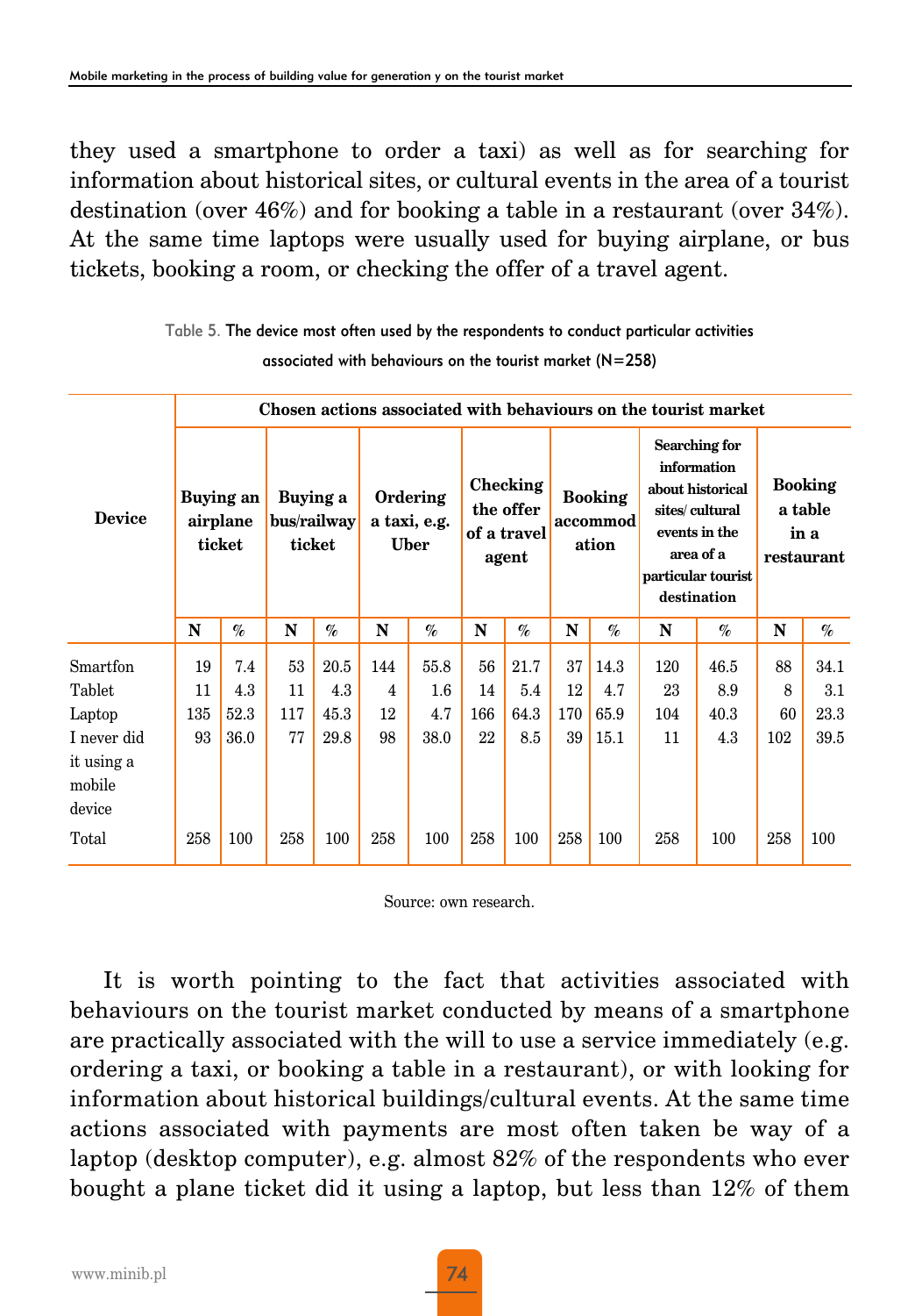they used a smartphone to order a taxi) as well as for searching for information about historical sites, or cultural events in the area of a tourist destination (over 46%) and for booking a table in a restaurant (over 34%). At the same time laptops were usually used for buying airplane, or bus tickets, booking a room, or checking the offer of a travel agent.

Table 5. The device most often used by the respondents to conduct particular activities associated with behaviours on the tourist market (N=258)

| Device | Chosen actions associated with behaviours on the tourist market | | | | | | | | | | | | | |
|---|---|---|---|---|---|---|---|---|---|---|---|---|---|---|
| | Buying an airplane ticket | | Buying a bus/railway ticket | | Ordering a taxi, e.g. Uber | | Checking the offer of a travel agent | | Booking accommodation | | Searching for information about historical sites/ cultural events in the area of a particular tourist destination | | Booking a table in a restaurant | |
| | N | % | N | % | N | % | N | % | N | % | N | % | N | % |
| Smartfon | 19 | 7.4 | 53 | 20.5 | 144 | 55.8 | 56 | 21.7 | 37 | 14.3 | 120 | 46.5 | 88 | 34.1 |
| Tablet | 11 | 4.3 | 11 | 4.3 | 4 | 1.6 | 14 | 5.4 | 12 | 4.7 | 23 | 8.9 | 8 | 3.1 |
| Laptop | 135 | 52.3 | 117 | 45.3 | 12 | 4.7 | 166 | 64.3 | 170 | 65.9 | 104 | 40.3 | 60 | 23.3 |
| I never did it using a mobile device | 93 | 36.0 | 77 | 29.8 | 98 | 38.0 | 22 | 8.5 | 39 | 15.1 | 11 | 4.3 | 102 | 39.5 |
| Total | 258 | 100 | 258 | 100 | 258 | 100 | 258 | 100 | 258 | 100 | 258 | 100 | 258 | 100 |

Source: own research.

It is worth pointing to the fact that activities associated with behaviours on the tourist market conducted by means of a smartphone are practically associated with the will to use a service immediately (e.g. ordering a taxi, or booking a table in a restaurant), or with looking for information about historical buildings/cultural events. At the same time actions associated with payments are most often taken be way of a laptop (desktop computer), e.g. almost 82% of the respondents who ever bought a plane ticket did it using a laptop, but less than 12% of them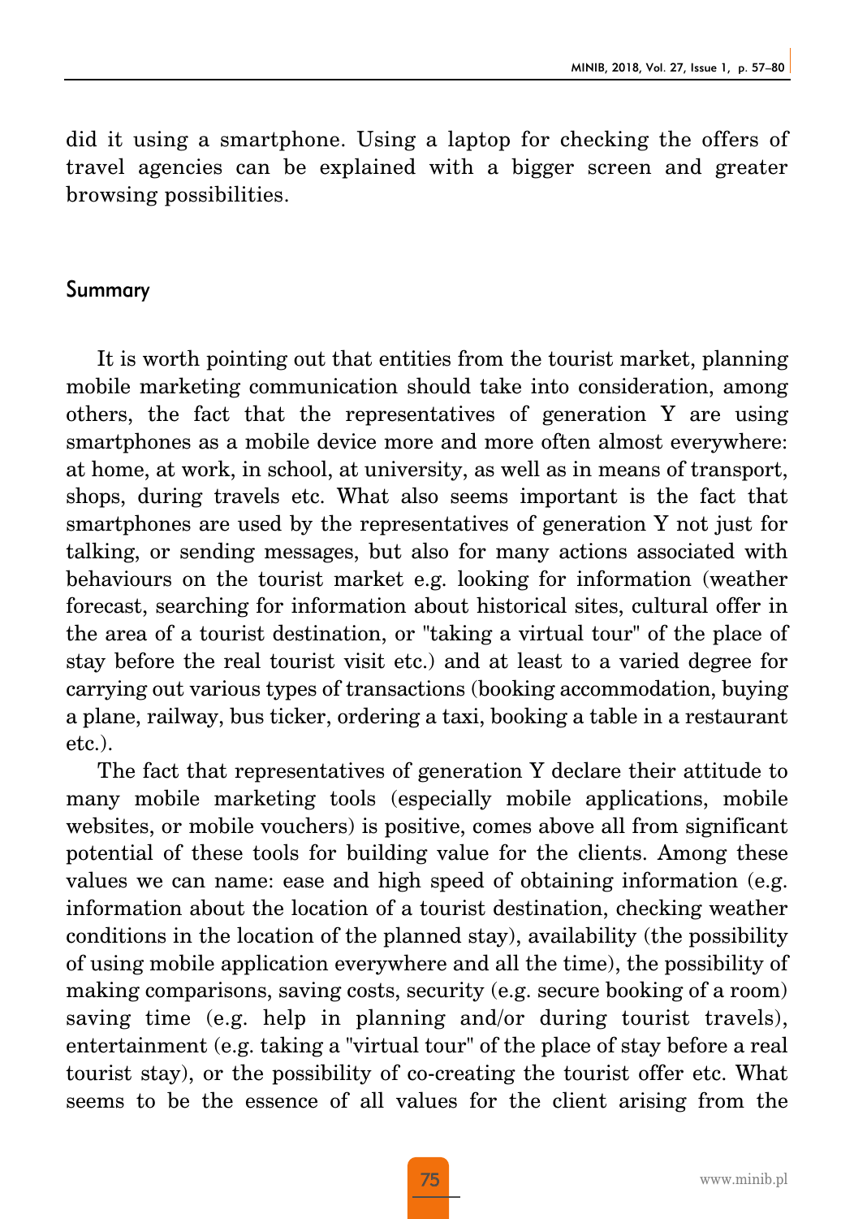did it using a smartphone. Using a laptop for checking the offers of travel agencies can be explained with a bigger screen and greater browsing possibilities.

## Summary

It is worth pointing out that entities from the tourist market, planning mobile marketing communication should take into consideration, among others, the fact that the representatives of generation Y are using smartphones as a mobile device more and more often almost everywhere: at home, at work, in school, at university, as well as in means of transport, shops, during travels etc. What also seems important is the fact that smartphones are used by the representatives of generation Y not just for talking, or sending messages, but also for many actions associated with behaviours on the tourist market e.g. looking for information (weather forecast, searching for information about historical sites, cultural offer in the area of a tourist destination, or "taking a virtual tour" of the place of stay before the real tourist visit etc.) and at least to a varied degree for carrying out various types of transactions (booking accommodation, buying a plane, railway, bus ticker, ordering a taxi, booking a table in a restaurant etc.).

The fact that representatives of generation Y declare their attitude to many mobile marketing tools (especially mobile applications, mobile websites, or mobile vouchers) is positive, comes above all from significant potential of these tools for building value for the clients. Among these values we can name: ease and high speed of obtaining information (e.g. information about the location of a tourist destination, checking weather conditions in the location of the planned stay), availability (the possibility of using mobile application everywhere and all the time), the possibility of making comparisons, saving costs, security (e.g. secure booking of a room) saving time (e.g. help in planning and/or during tourist travels), entertainment (e.g. taking a "virtual tour" of the place of stay before a real tourist stay), or the possibility of co-creating the tourist offer etc. What seems to be the essence of all values for the client arising from the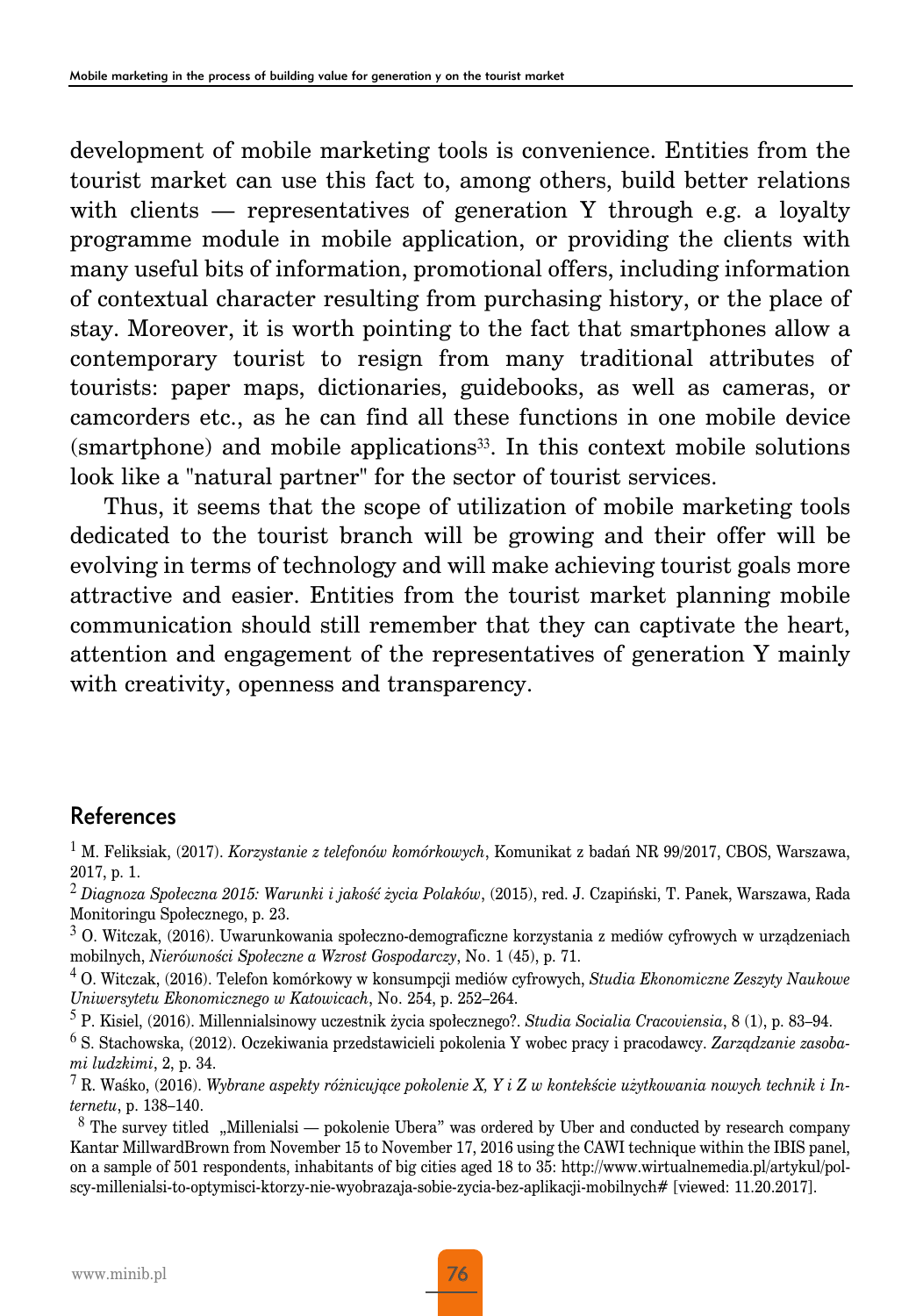development of mobile marketing tools is convenience. Entities from the tourist market can use this fact to, among others, build better relations with clients — representatives of generation Y through e.g. a loyalty programme module in mobile application, or providing the clients with many useful bits of information, promotional offers, including information of contextual character resulting from purchasing history, or the place of stay. Moreover, it is worth pointing to the fact that smartphones allow a contemporary tourist to resign from many traditional attributes of tourists: paper maps, dictionaries, guidebooks, as well as cameras, or camcorders etc., as he can find all these functions in one mobile device (smartphone) and mobile applications[33]. In this context mobile solutions look like a "natural partner" for the sector of tourist services.

Thus, it seems that the scope of utilization of mobile marketing tools dedicated to the tourist branch will be growing and their offer will be evolving in terms of technology and will make achieving tourist goals more attractive and easier. Entities from the tourist market planning mobile communication should still remember that they can captivate the heart, attention and engagement of the representatives of generation Y mainly with creativity, openness and transparency.

## References

[1] M. Feliksiak, (2017). *Korzystanie z telefonów komórkowych*, Komunikat z badań NR 99/2017, CBOS, Warszawa, 2017, p. 1.

[2] *Diagnoza Społeczna 2015: Warunki i jakość życia Polaków*, (2015), red. J. Czapiński, T. Panek, Warszawa, Rada Monitoringu Społecznego, p. 23.

[3] O. Witczak, (2016). Uwarunkowania społeczno-demograficzne korzystania z mediów cyfrowych w urządzeniach mobilnych, *Nierówności Społeczne a Wzrost Gospodarczy*, No. 1 (45), p. 71.

[4] O. Witczak, (2016). Telefon komórkowy w konsumpcji mediów cyfrowych, *Studia Ekonomiczne Zeszyty Naukowe Uniwersytetu Ekonomicznego w Katowicach*, No. 254, p. 252–264.

[5] P. Kisiel, (2016). Millennialsinowy uczestnik życia społecznego?. *Studia Socialia Cracoviensia*, 8 (1), p. 83–94.

[6] S. Stachowska, (2012). Oczekiwania przedstawicieli pokolenia Y wobec pracy i pracodawcy. *Zarządzanie zasobami ludzkimi*, 2, p. 34.

[7] R. Waśko, (2016). *Wybrane aspekty różnicujące pokolenie X, Y i Z w kontekście użytkowania nowych technik i Internetu*, p. 138–140.

[8] The survey titled „Millenialsi — pokolenie Ubera" was ordered by Uber and conducted by research company Kantar MillwardBrown from November 15 to November 17, 2016 using the CAWI technique within the IBIS panel, on a sample of 501 respondents, inhabitants of big cities aged 18 to 35: http://www.wirtualnemedia.pl/artykul/polscy-millenialsi-to-optymisci-ktorzy-nie-wyobrazaja-sobie-zycia-bez-aplikacji-mobilnych# [viewed: 11.20.2017].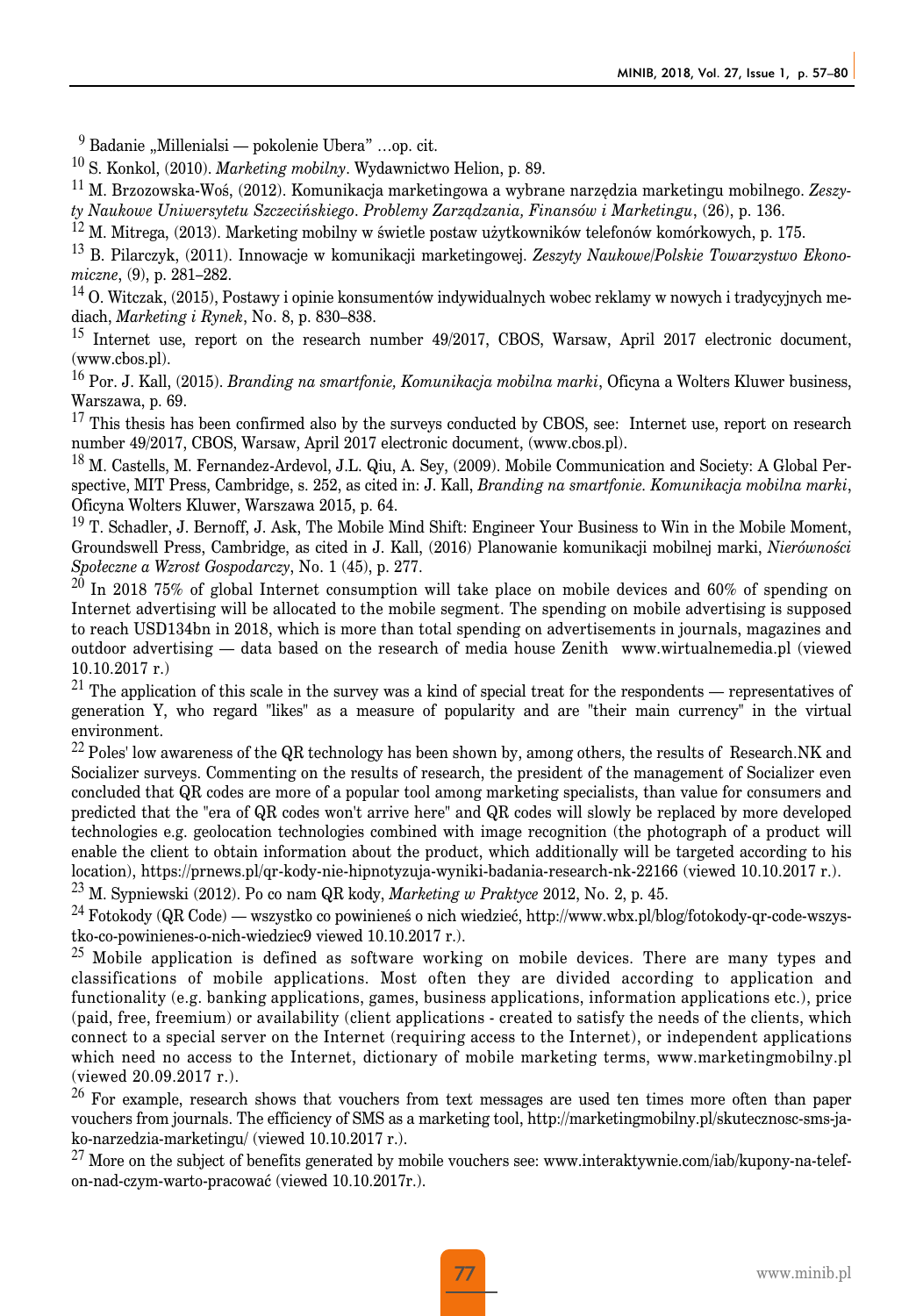[9] Badanie „Millenialsi — pokolenie Ubera" …op. cit.

[10] S. Konkol, (2010). *Marketing mobilny*. Wydawnictwo Helion, p. 89.

[11] M. Brzozowska-Woś, (2012). Komunikacja marketingowa a wybrane narzędzia marketingu mobilnego. *Zeszyty Naukowe Uniwersytetu Szczecińskiego*. *Problemy Zarządzania, Finansów i Marketingu*, (26), p. 136.

[12] M. Mitrega, (2013). Marketing mobilny w świetle postaw użytkowników telefonów komórkowych, p. 175.

[13] B. Pilarczyk, (2011). Innowacje w komunikacji marketingowej. *Zeszyty Naukowe/Polskie Towarzystwo Ekonomiczne*, (9), p. 281–282.

[14] O. Witczak, (2015), Postawy i opinie konsumentów indywidualnych wobec reklamy w nowych i tradycyjnych mediach, *Marketing i Rynek*, No. 8, p. 830–838.

[15] Internet use, report on the research number 49/2017, CBOS, Warsaw, April 2017 electronic document, (www.cbos.pl).

[16] Por. J. Kall, (2015). *Branding na smartfonie, Komunikacja mobilna marki*, Oficyna a Wolters Kluwer business, Warszawa, p. 69.

[17] This thesis has been confirmed also by the surveys conducted by CBOS, see: Internet use, report on research number 49/2017, CBOS, Warsaw, April 2017 electronic document, (www.cbos.pl).

[18] M. Castells, M. Fernandez-Ardevol, J.L. Qiu, A. Sey, (2009). Mobile Communication and Society: A Global Perspective, MIT Press, Cambridge, s. 252, as cited in: J. Kall, *Branding na smartfonie. Komunikacja mobilna marki*, Oficyna Wolters Kluwer, Warszawa 2015, p. 64.

[19] T. Schadler, J. Bernoff, J. Ask, The Mobile Mind Shift: Engineer Your Business to Win in the Mobile Moment, Groundswell Press, Cambridge, as cited in J. Kall, (2016) Planowanie komunikacji mobilnej marki, *Nierówności Społeczne a Wzrost Gospodarczy*, No. 1 (45), p. 277.

[20] In 2018 75% of global Internet consumption will take place on mobile devices and 60% of spending on Internet advertising will be allocated to the mobile segment. The spending on mobile advertising is supposed to reach USD134bn in 2018, which is more than total spending on advertisements in journals, magazines and outdoor advertising — data based on the research of media house Zenith www.wirtualnemedia.pl (viewed 10.10.2017 r.)

[21] The application of this scale in the survey was a kind of special treat for the respondents — representatives of generation Y, who regard "likes" as a measure of popularity and are "their main currency" in the virtual environment.

[22] Poles' low awareness of the QR technology has been shown by, among others, the results of Research.NK and Socializer surveys. Commenting on the results of research, the president of the management of Socializer even concluded that QR codes are more of a popular tool among marketing specialists, than value for consumers and predicted that the "era of QR codes won't arrive here" and QR codes will slowly be replaced by more developed technologies e.g. geolocation technologies combined with image recognition (the photograph of a product will enable the client to obtain information about the product, which additionally will be targeted according to his location), https://prnews.pl/qr-kody-nie-hipnotyzuja-wyniki-badania-research-nk-22166 (viewed 10.10.2017 r.).

[23] M. Sypniewski (2012). Po co nam QR kody, *Marketing w Praktyce* 2012, No. 2, p. 45.

[24] Fotokody (QR Code) — wszystko co powinieneś o nich wiedzieć, http://www.wbx.pl/blog/fotokody-qr-code-wszystko-co-powinienes-o-nich-wiedziec9 viewed 10.10.2017 r.).

[25] Mobile application is defined as software working on mobile devices. There are many types and classifications of mobile applications. Most often they are divided according to application and functionality (e.g. banking applications, games, business applications, information applications etc.), price (paid, free, freemium) or availability (client applications - created to satisfy the needs of the clients, which connect to a special server on the Internet (requiring access to the Internet), or independent applications which need no access to the Internet, dictionary of mobile marketing terms, www.marketingmobilny.pl (viewed 20.09.2017 r.).

[26] For example, research shows that vouchers from text messages are used ten times more often than paper vouchers from journals. The efficiency of SMS as a marketing tool, http://marketingmobilny.pl/skutecznosc-sms-jako-narzedzia-marketingu/ (viewed 10.10.2017 r.).

[27] More on the subject of benefits generated by mobile vouchers see: www.interaktywnie.com/iab/kupony-na-telefon-nad-czym-warto-pracować (viewed 10.10.2017r.).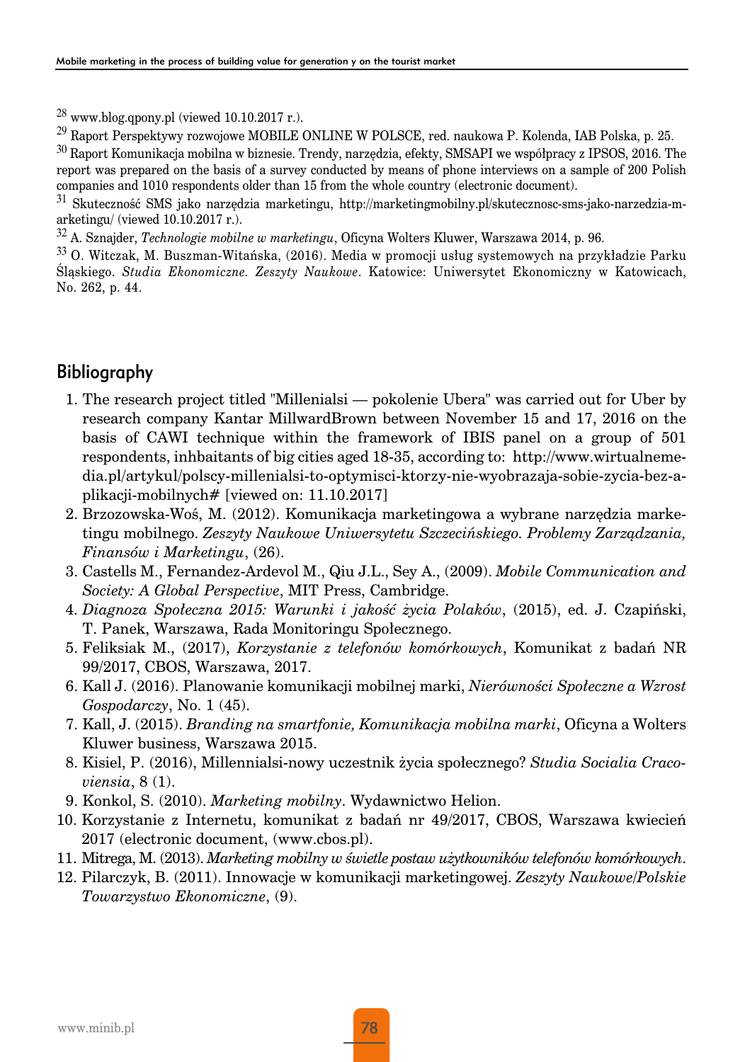[28] www.blog.qpony.pl (viewed 10.10.2017 r.).

[29] Raport Perspektywy rozwojowe MOBILE ONLINE W POLSCE, red. naukowa P. Kolenda, IAB Polska, p. 25.

[30] Raport Komunikacja mobilna w biznesie. Trendy, narzędzia, efekty, SMSAPI we współpracy z IPSOS, 2016. The report was prepared on the basis of a survey conducted by means of phone interviews on a sample of 200 Polish companies and 1010 respondents older than 15 from the whole country (electronic document).

[31] Skuteczność SMS jako narzędzia marketingu, http://marketingmobilny.pl/skutecznosc-sms-jako-narzedzia-marketingu/ (viewed 10.10.2017 r.).

[32] A. Sznajder, *Technologie mobilne w marketingu*, Oficyna Wolters Kluwer, Warszawa 2014, p. 96.

[33] O. Witczak, M. Buszman-Witańska, (2016). Media w promocji usług systemowych na przykładzie Parku Śląskiego. *Studia Ekonomiczne. Zeszyty Naukowe*. Katowice: Uniwersytet Ekonomiczny w Katowicach, No. 262, p. 44.

## Bibliography

1. The research project titled "Millenialsi — pokolenie Ubera" was carried out for Uber by research company Kantar MillwardBrown between November 15 and 17, 2016 on the basis of CAWI technique within the framework of IBIS panel on a group of 501 respondents, inhbaitants of big cities aged 18-35, according to: http://www.wirtualnemedia.pl/artykul/polscy-millenialsi-to-optymisci-ktorzy-nie-wyobrazaja-sobie-zycia-bez-aplikacji-mobilnych# [viewed on: 11.10.2017]
2. Brzozowska-Woś, M. (2012). Komunikacja marketingowa a wybrane narzędzia marketingu mobilnego. *Zeszyty Naukowe Uniwersytetu Szczecińskiego. Problemy Zarządzania, Finansów i Marketingu*, (26).
3. Castells M., Fernandez-Ardevol M., Qiu J.L., Sey A., (2009). *Mobile Communication and Society: A Global Perspective*, MIT Press, Cambridge.
4. *Diagnoza Społeczna 2015: Warunki i jakość życia Polaków*, (2015), ed. J. Czapiński, T. Panek, Warszawa, Rada Monitoringu Społecznego.
5. Feliksiak M., (2017), *Korzystanie z telefonów komórkowych*, Komunikat z badań NR 99/2017, CBOS, Warszawa, 2017.
6. Kall J. (2016). Planowanie komunikacji mobilnej marki, *Nierówności Społeczne a Wzrost Gospodarczy*, No. 1 (45).
7. Kall, J. (2015). *Branding na smartfonie, Komunikacja mobilna marki*, Oficyna a Wolters Kluwer business, Warszawa 2015.
8. Kisiel, P. (2016), Millennialsi-nowy uczestnik życia społecznego? *Studia Socialia Cracoviensia*, 8 (1).
9. Konkol, S. (2010). *Marketing mobilny*. Wydawnictwo Helion.
10. Korzystanie z Internetu, komunikat z badań nr 49/2017, CBOS, Warszawa kwiecień 2017 (electronic document, (www.cbos.pl).
11. Mitrega, M. (2013). *Marketing mobilny w świetle postaw użytkowników telefonów komórkowych*.
12. Pilarczyk, B. (2011). Innowacje w komunikacji marketingowej. *Zeszyty Naukowe/Polskie Towarzystwo Ekonomiczne*, (9).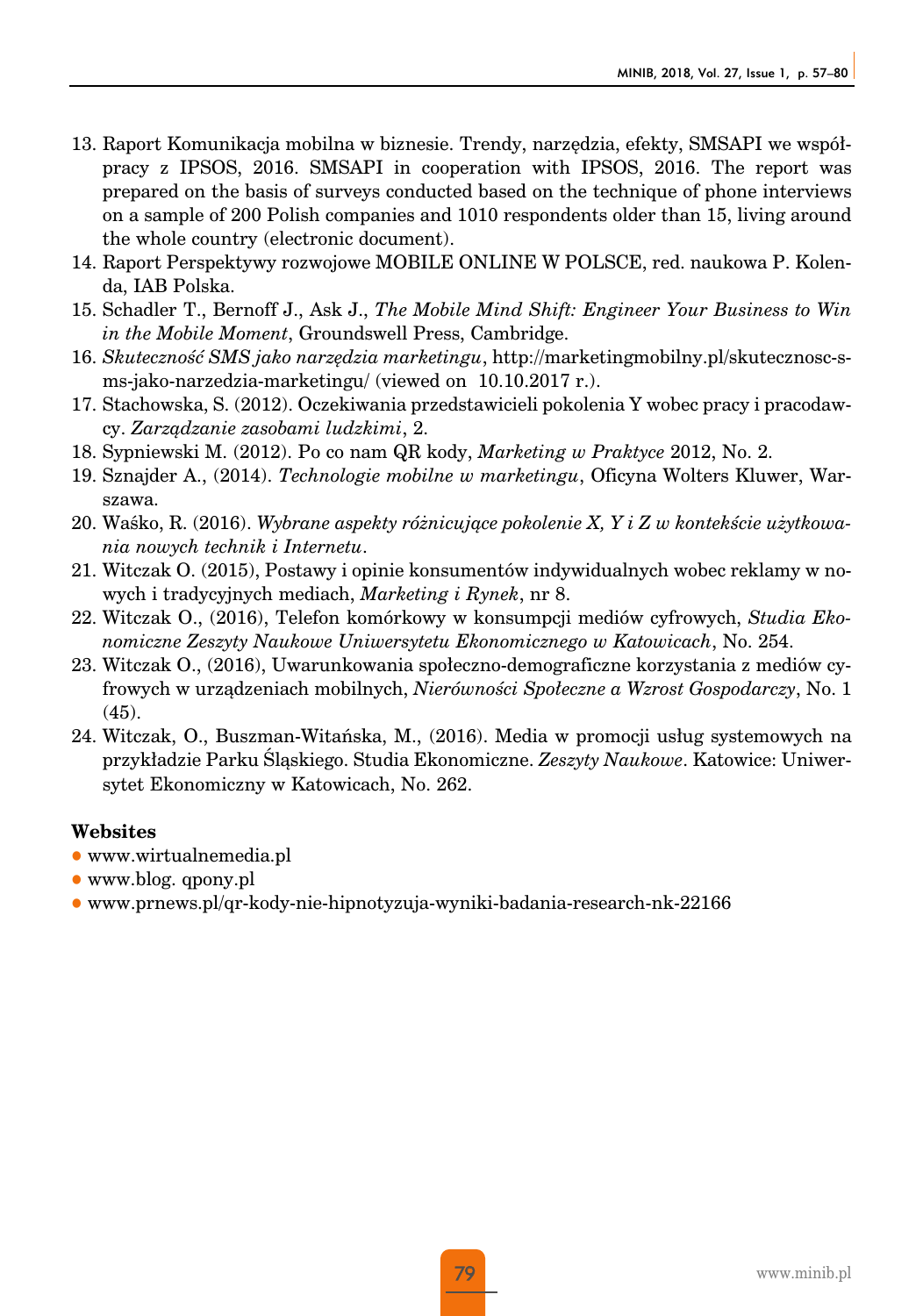13. Raport Komunikacja mobilna w biznesie. Trendy, narzędzia, efekty, SMSAPI we współpracy z IPSOS, 2016. SMSAPI in cooperation with IPSOS, 2016. The report was prepared on the basis of surveys conducted based on the technique of phone interviews on a sample of 200 Polish companies and 1010 respondents older than 15, living around the whole country (electronic document).
14. Raport Perspektywy rozwojowe MOBILE ONLINE W POLSCE, red. naukowa P. Kolenda, IAB Polska.
15. Schadler T., Bernoff J., Ask J., *The Mobile Mind Shift: Engineer Your Business to Win in the Mobile Moment*, Groundswell Press, Cambridge.
16. *Skuteczność SMS jako narzędzia marketingu*, http://marketingmobilny.pl/skutecznosc-sms-jako-narzedzia-marketingu/ (viewed on 10.10.2017 r.).
17. Stachowska, S. (2012). Oczekiwania przedstawicieli pokolenia Y wobec pracy i pracodawcy. *Zarządzanie zasobami ludzkimi*, 2.
18. Sypniewski M. (2012). Po co nam QR kody, *Marketing w Praktyce* 2012, No. 2.
19. Sznajder A., (2014). *Technologie mobilne w marketingu*, Oficyna Wolters Kluwer, Warszawa.
20. Waśko, R. (2016). *Wybrane aspekty różnicujące pokolenie X, Y i Z w kontekście użytkowania nowych technik i Internetu*.
21. Witczak O. (2015), Postawy i opinie konsumentów indywidualnych wobec reklamy w nowych i tradycyjnych mediach, *Marketing i Rynek*, nr 8.
22. Witczak O., (2016), Telefon komórkowy w konsumpcji mediów cyfrowych, *Studia Ekonomiczne Zeszyty Naukowe Uniwersytetu Ekonomicznego w Katowicach*, No. 254.
23. Witczak O., (2016), Uwarunkowania społeczno-demograficzne korzystania z mediów cyfrowych w urządzeniach mobilnych, *Nierówności Społeczne a Wzrost Gospodarczy*, No. 1 (45).
24. Witczak, O., Buszman-Witańska, M., (2016). Media w promocji usług systemowych na przykładzie Parku Śląskiego. Studia Ekonomiczne. *Zeszyty Naukowe*. Katowice: Uniwersytet Ekonomiczny w Katowicach, No. 262.

**Websites**

- www.wirtualnemedia.pl
- www.blog. qpony.pl
- www.prnews.pl/qr-kody-nie-hipnotyzuja-wyniki-badania-research-nk-22166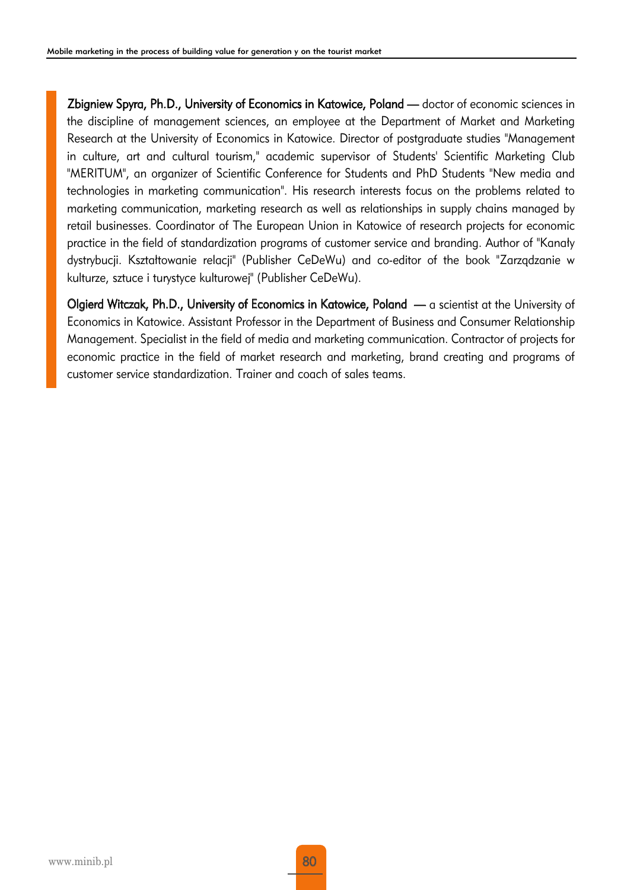**Zbigniew Spyra, Ph.D., University of Economics in Katowice, Poland** — doctor of economic sciences in the discipline of management sciences, an employee at the Department of Market and Marketing Research at the University of Economics in Katowice. Director of postgraduate studies "Management in culture, art and cultural tourism," academic supervisor of Students' Scientific Marketing Club "MERITUM", an organizer of Scientific Conference for Students and PhD Students "New media and technologies in marketing communication". His research interests focus on the problems related to marketing communication, marketing research as well as relationships in supply chains managed by retail businesses. Coordinator of The European Union in Katowice of research projects for economic practice in the field of standardization programs of customer service and branding. Author of "Kanały dystrybucji. Kształtowanie relacji" (Publisher CeDeWu) and co-editor of the book "Zarządzanie w kulturze, sztuce i turystyce kulturowej" (Publisher CeDeWu).

**Olgierd Witczak, Ph.D., University of Economics in Katowice, Poland** — a scientist at the University of Economics in Katowice. Assistant Professor in the Department of Business and Consumer Relationship Management. Specialist in the field of media and marketing communication. Contractor of projects for economic practice in the field of market research and marketing, brand creating and programs of customer service standardization. Trainer and coach of sales teams.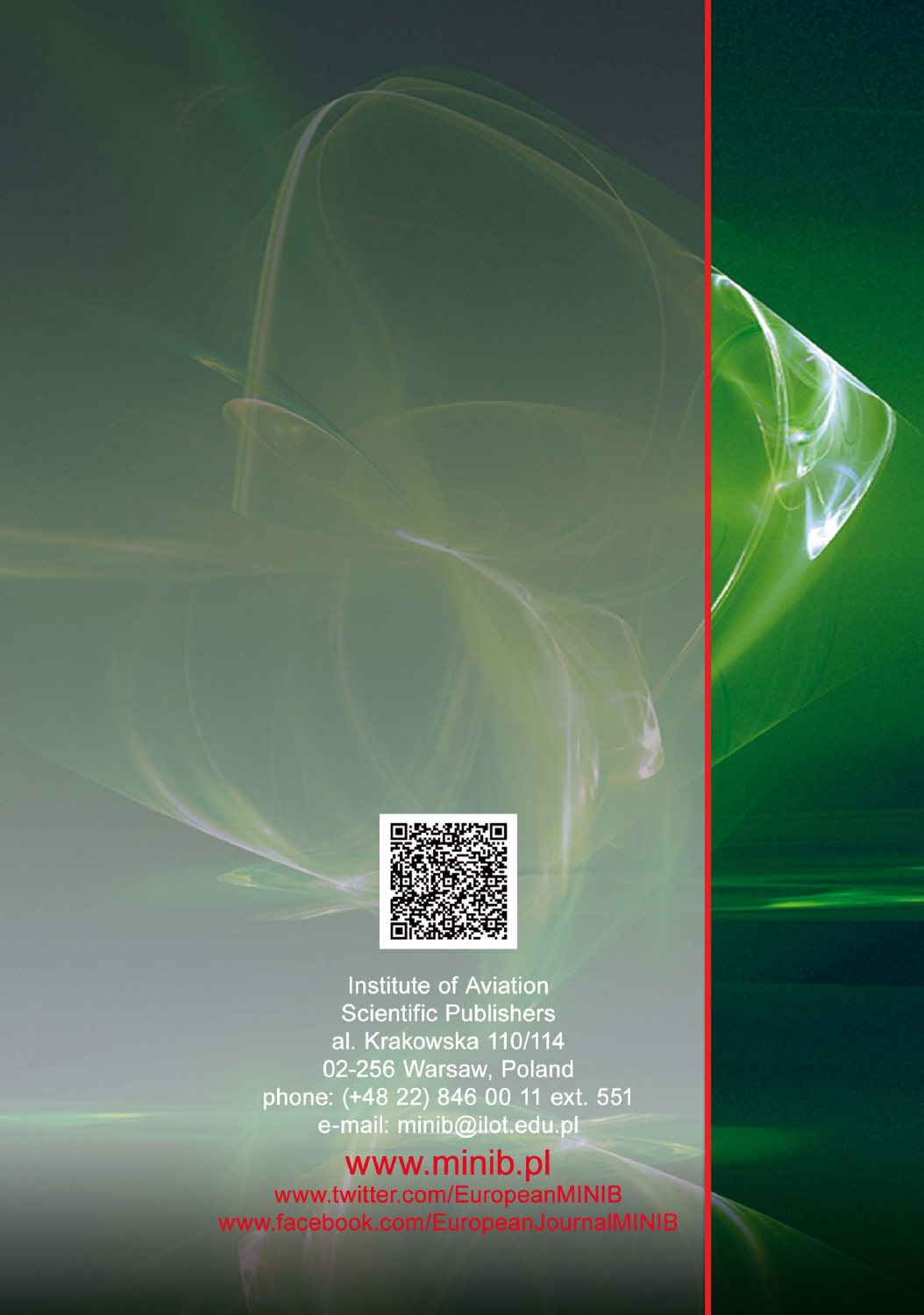Institute of Aviation
Scientific Publishers
al. Krakowska 110/114
02-256 Warsaw, Poland
phone: (+48 22) 846 00 11 ext. 551
e-mail: minib@ilot.edu.pl

**www.minib.pl**

www.twitter.com/EuropeanMINIB
www.facebook.com/EuropeanJournalMINIB